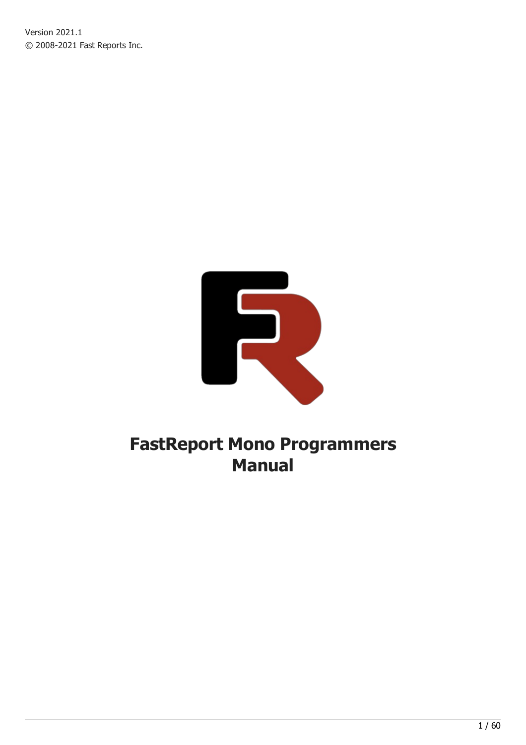Version 2021.1

© 2008-2021 Fast Reports Inc.

# FastReport Mono Programmers Manual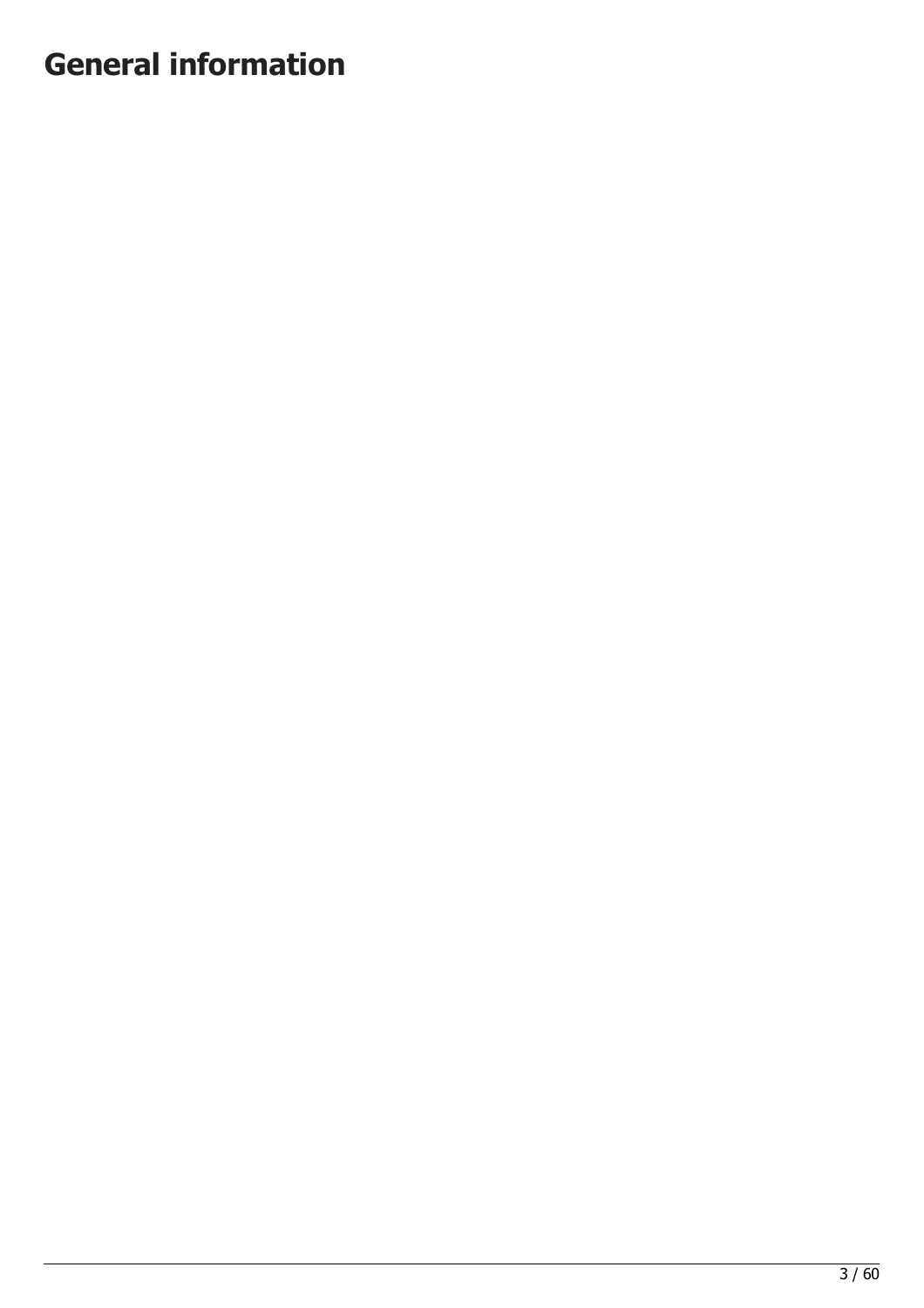# General information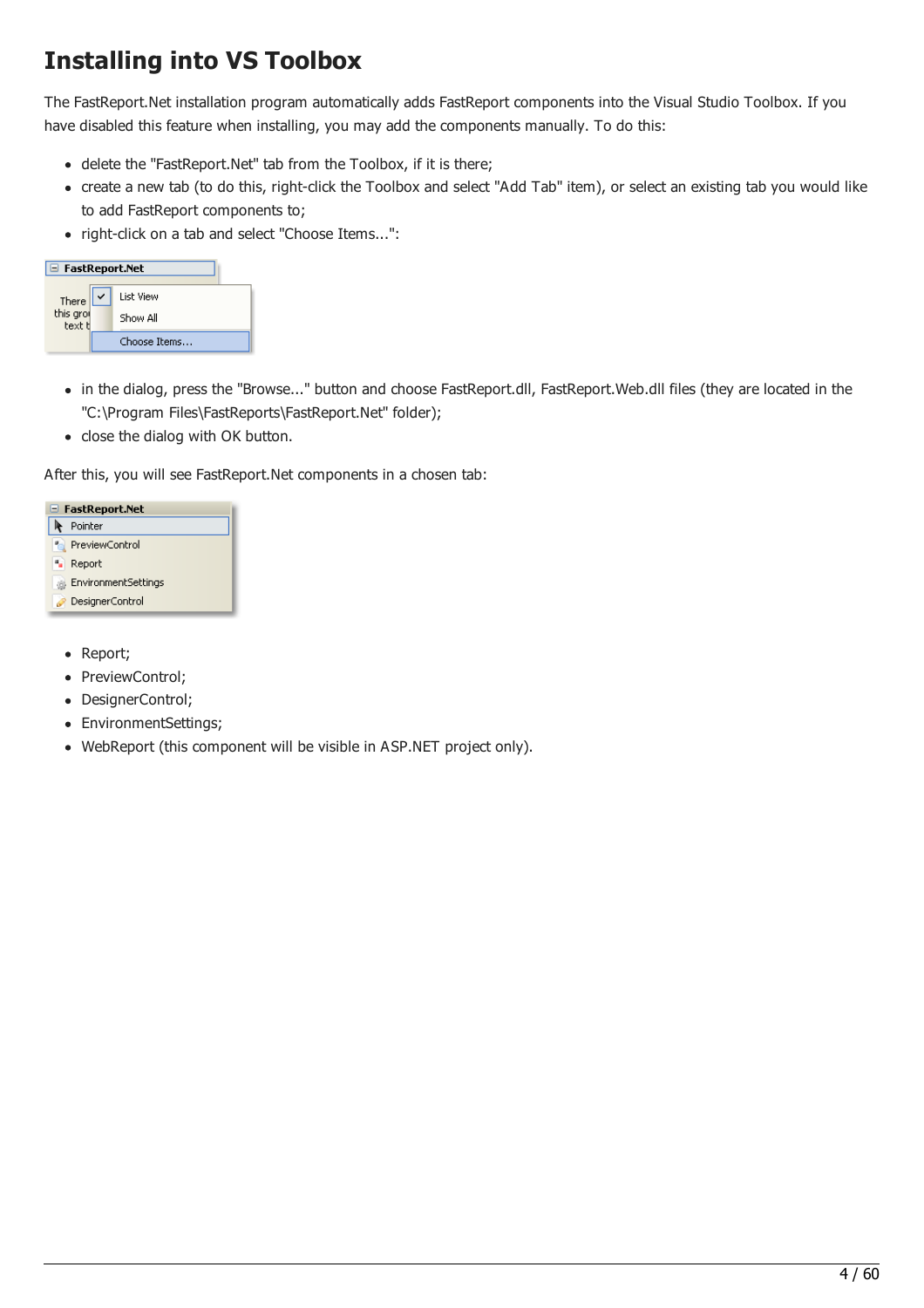# Installing into VS Toolbox

The FastReport.Net installation program automatically adds FastReport components into the Visual Studio Toolbox. If you have disabled this feature when installing, you may add the components manually. To do this:

- delete the "FastReport.Net" tab from the Toolbox, if it is there;
- create a new tab (to do this, right-click the Toolbox and select "Add Tab" item), or select an existing tab you would like to add FastReport components to;
- right-click on a tab and select "Choose Items...":

- in the dialog, press the "Browse..." button and choose FastReport.dll, FastReport.Web.dll files (they are located in the "C:\Program Files\FastReports\FastReport.Net" folder);
- close the dialog with OK button.

After this, you will see FastReport.Net components in a chosen tab:

- Report;
- PreviewControl;
- DesignerControl;
- EnvironmentSettings;
- WebReport (this component will be visible in ASP.NET project only).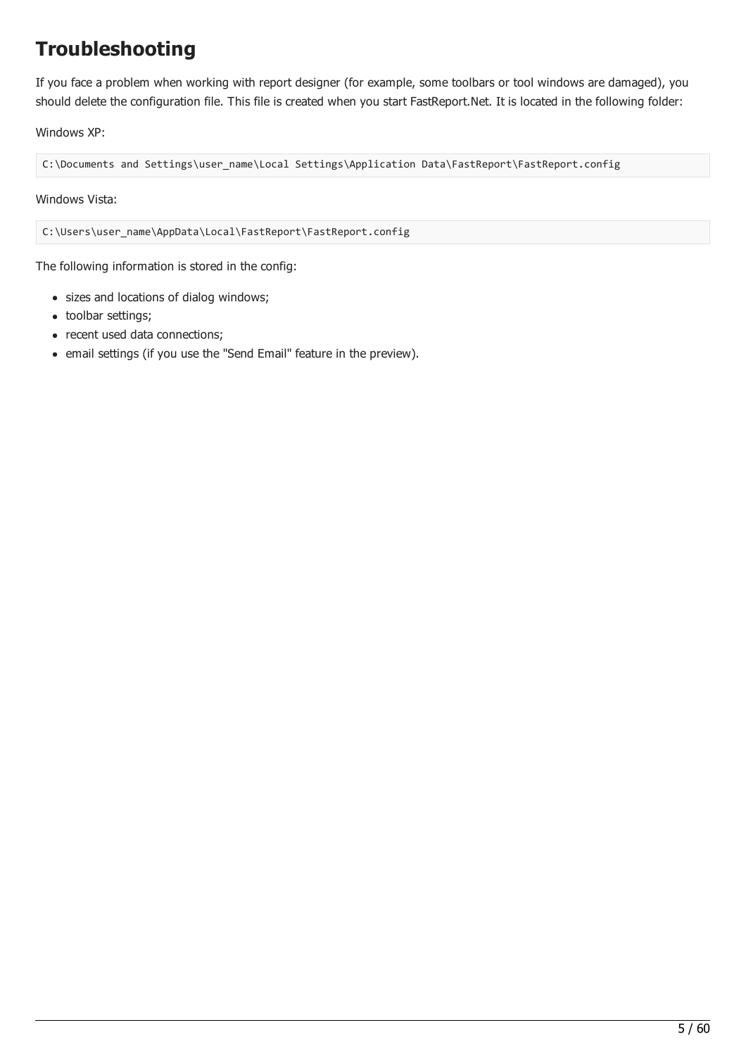# Troubleshooting

If you face a problem when working with report designer (for example, some toolbars or tool windows are damaged), you should delete the configuration file. This file is created when you start FastReport.Net. It is located in the following folder:

Windows XP:

```
C:\Documents and Settings\user_name\Local Settings\Application Data\FastReport\FastReport.config
```

Windows Vista:

```
C:\Users\user_name\AppData\Local\FastReport\FastReport.config
```

The following information is stored in the config:

- sizes and locations of dialog windows;
- toolbar settings;
- recent used data connections;
- email settings (if you use the "Send Email" feature in the preview).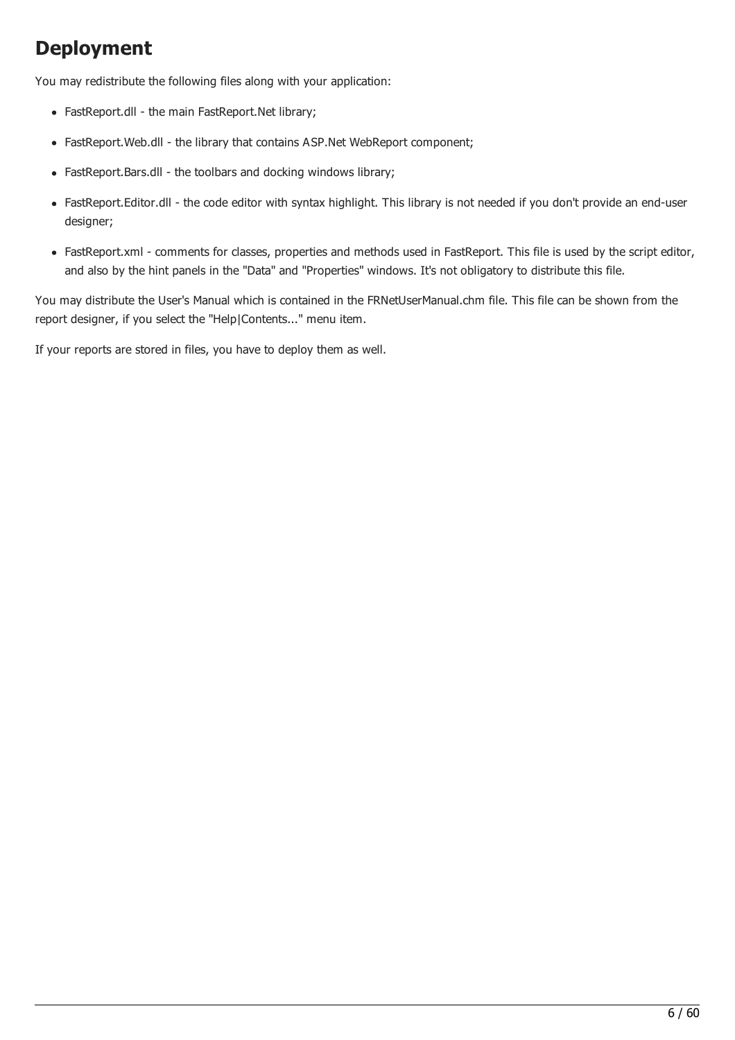# Deployment

You may redistribute the following files along with your application:

- FastReport.dll - the main FastReport.Net library;
- FastReport.Web.dll - the library that contains ASP.Net WebReport component;
- FastReport.Bars.dll - the toolbars and docking windows library;
- FastReport.Editor.dll - the code editor with syntax highlight. This library is not needed if you don't provide an end-user designer;
- FastReport.xml - comments for classes, properties and methods used in FastReport. This file is used by the script editor, and also by the hint panels in the "Data" and "Properties" windows. It's not obligatory to distribute this file.

You may distribute the User's Manual which is contained in the FRNetUserManual.chm file. This file can be shown from the report designer, if you select the "Help|Contents..." menu item.

If your reports are stored in files, you have to deploy them as well.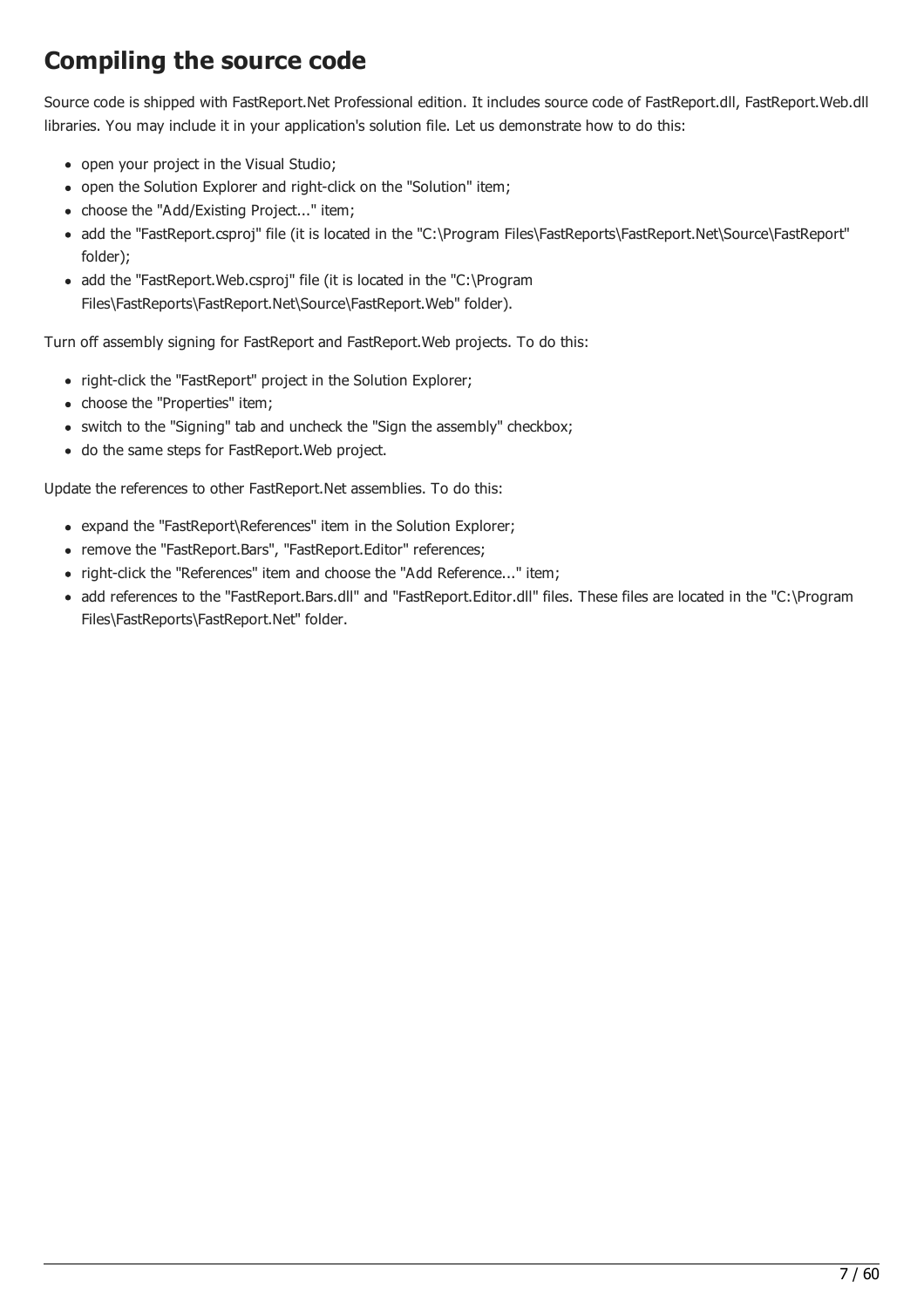# Compiling the source code

Source code is shipped with FastReport.Net Professional edition. It includes source code of FastReport.dll, FastReport.Web.dll libraries. You may include it in your application's solution file. Let us demonstrate how to do this:

- open your project in the Visual Studio;
- open the Solution Explorer and right-click on the "Solution" item;
- choose the "Add/Existing Project..." item;
- add the "FastReport.csproj" file (it is located in the "C:\Program Files\FastReports\FastReport.Net\Source\FastReport" folder);
- add the "FastReport.Web.csproj" file (it is located in the "C:\Program Files\FastReports\FastReport.Net\Source\FastReport.Web" folder).

Turn off assembly signing for FastReport and FastReport.Web projects. To do this:

- right-click the "FastReport" project in the Solution Explorer;
- choose the "Properties" item;
- switch to the "Signing" tab and uncheck the "Sign the assembly" checkbox;
- do the same steps for FastReport.Web project.

Update the references to other FastReport.Net assemblies. To do this:

- expand the "FastReport\References" item in the Solution Explorer;
- remove the "FastReport.Bars", "FastReport.Editor" references;
- right-click the "References" item and choose the "Add Reference..." item;
- add references to the "FastReport.Bars.dll" and "FastReport.Editor.dll" files. These files are located in the "C:\Program Files\FastReports\FastReport.Net" folder.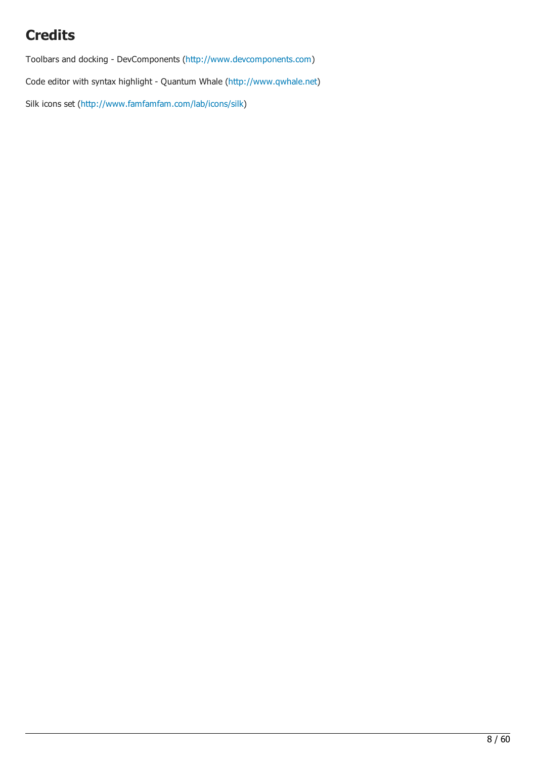# Credits

Toolbars and docking - DevComponents (http://www.devcomponents.com)

Code editor with syntax highlight - Quantum Whale (http://www.qwhale.net)

Silk icons set (http://www.famfamfam.com/lab/icons/silk)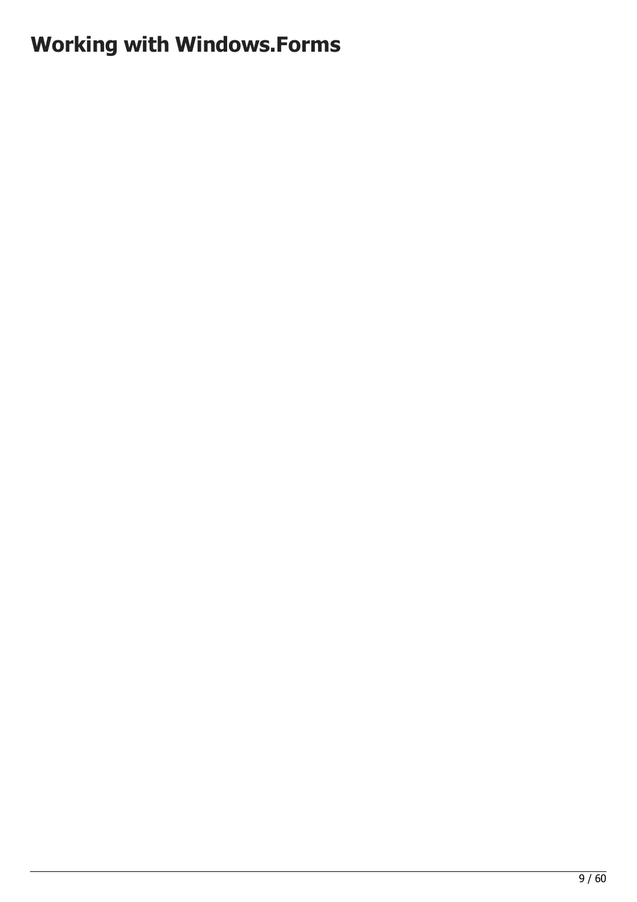# Working with Windows.Forms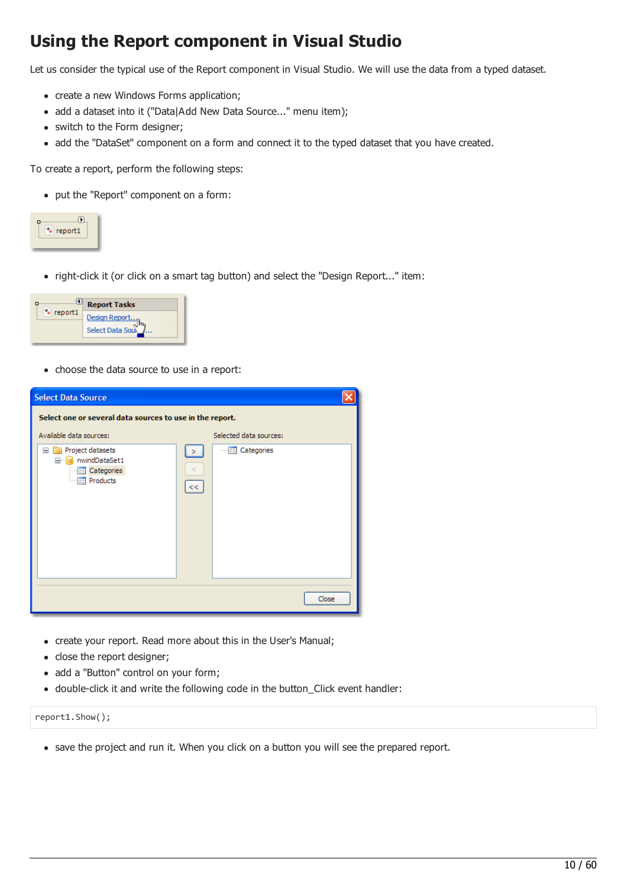# Using the Report component in Visual Studio

Let us consider the typical use of the Report component in Visual Studio. We will use the data from a typed dataset.

- create a new Windows Forms application;
- add a dataset into it ("Data|Add New Data Source..." menu item);
- switch to the Form designer;
- add the "DataSet" component on a form and connect it to the typed dataset that you have created.

To create a report, perform the following steps:

- put the "Report" component on a form:
- right-click it (or click on a smart tag button) and select the "Design Report..." item:
- choose the data source to use in a report:
- create your report. Read more about this in the User's Manual;
- close the report designer;
- add a "Button" control on your form;
- double-click it and write the following code in the button_Click event handler:

```
report1.Show();
```

- save the project and run it. When you click on a button you will see the prepared report.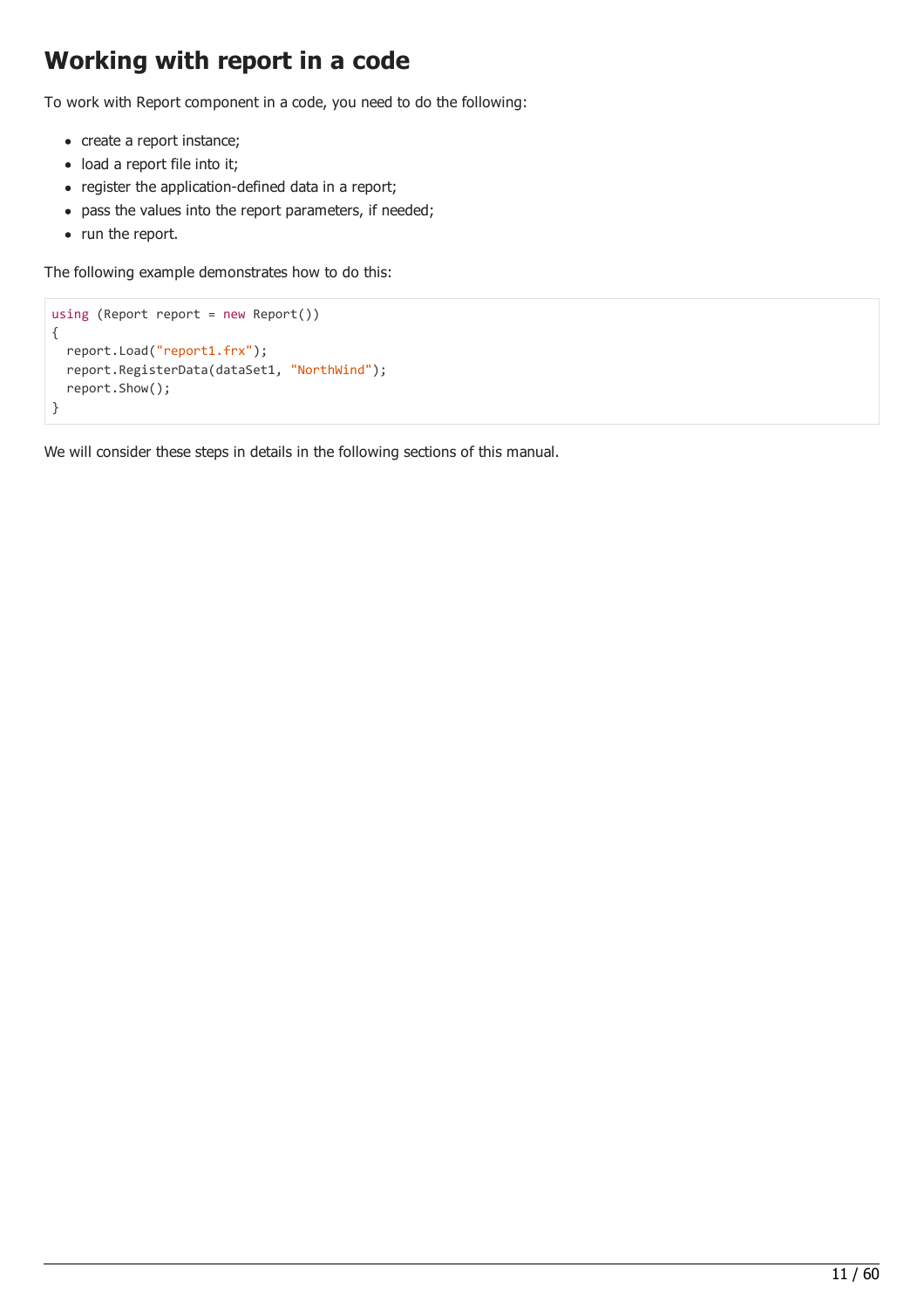# Working with report in a code

To work with Report component in a code, you need to do the following:

- create a report instance;
- load a report file into it;
- register the application-defined data in a report;
- pass the values into the report parameters, if needed;
- run the report.

The following example demonstrates how to do this:

```
using (Report report = new Report())
{
  report.Load("report1.frx");
  report.RegisterData(dataSet1, "NorthWind");
  report.Show();
}
```

We will consider these steps in details in the following sections of this manual.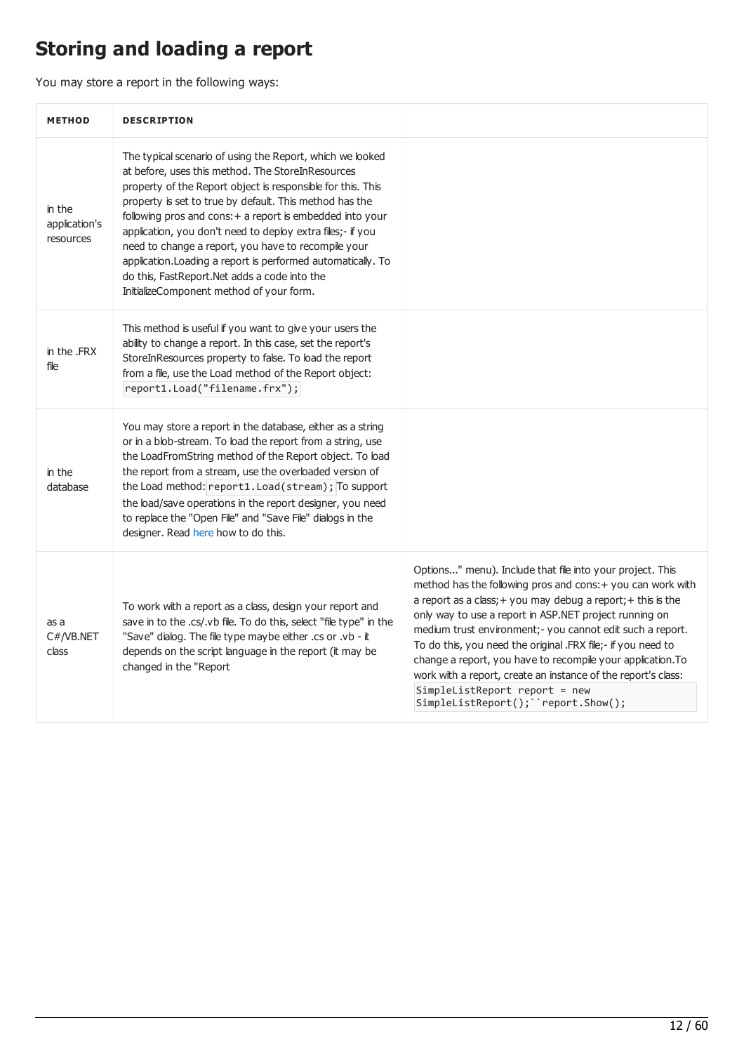# Storing and loading a report

You may store a report in the following ways:

| METHOD | DESCRIPTION | |
| --- | --- | --- |
| in the application's resources | The typical scenario of using the Report, which we looked at before, uses this method. The StoreInResources property of the Report object is responsible for this. This property is set to true by default. This method has the following pros and cons:+ a report is embedded into your application, you don't need to deploy extra files;- if you need to change a report, you have to recompile your application.Loading a report is performed automatically. To do this, FastReport.Net adds a code into the InitializeComponent method of your form. | |
| in the .FRX file | This method is useful if you want to give your users the ability to change a report. In this case, set the report's StoreInResources property to false. To load the report from a file, use the Load method of the Report object: `report1.Load("filename.frx");` | |
| in the database | You may store a report in the database, either as a string or in a blob-stream. To load the report from a string, use the LoadFromString method of the Report object. To load the report from a stream, use the overloaded version of the Load method: `report1.Load(stream);` To support the load/save operations in the report designer, you need to replace the "Open File" and "Save File" dialogs in the designer. Read here how to do this. | |
| as a C#/VB.NET class | To work with a report as a class, design your report and save in to the .cs/.vb file. To do this, select "file type" in the "Save" dialog. The file type maybe either .cs or .vb - it depends on the script language in the report (it may be changed in the "Report | Options..." menu). Include that file into your project. This method has the following pros and cons:+ you can work with a report as a class;+ you may debug a report;+ this is the only way to use a report in ASP.NET project running on medium trust environment;- you cannot edit such a report. To do this, you need the original .FRX file;- if you need to change a report, you have to recompile your application.To work with a report, create an instance of the report's class: `SimpleListReport report = new SimpleListReport();` `report.Show();` |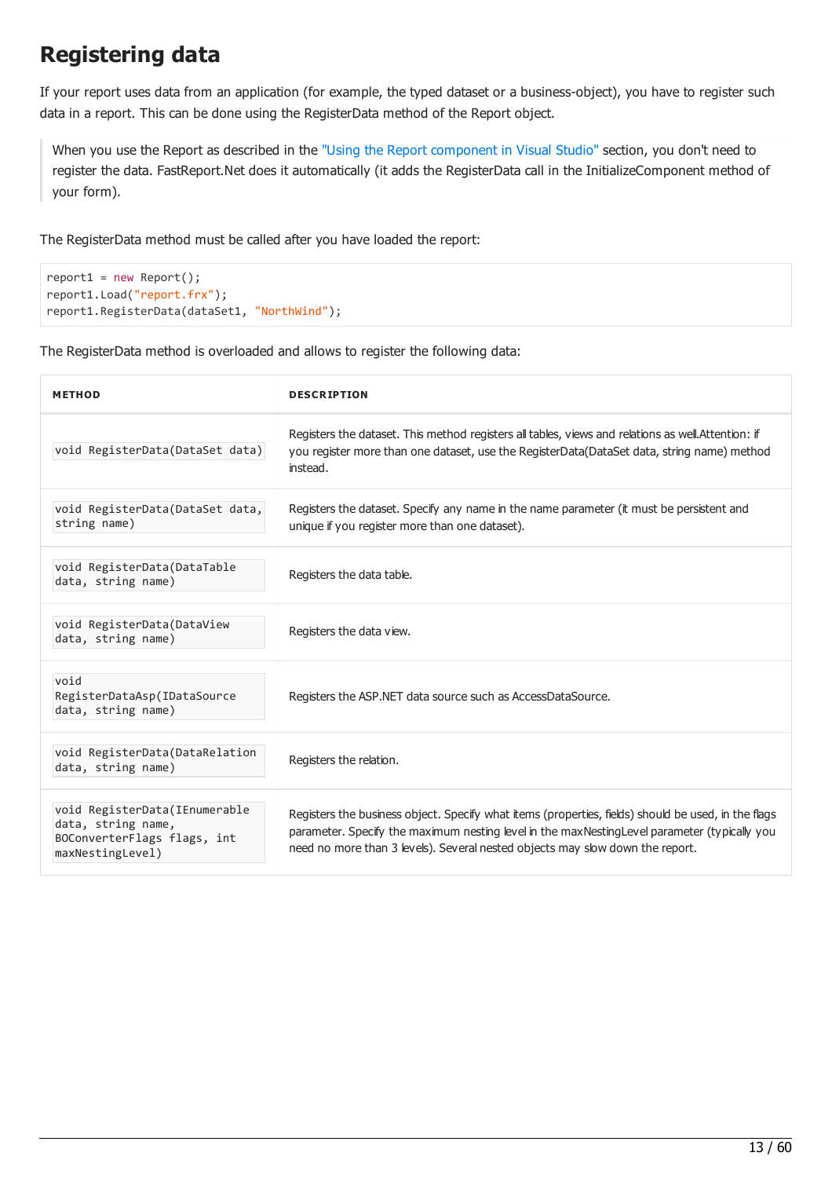# Registering data

If your report uses data from an application (for example, the typed dataset or a business-object), you have to register such data in a report. This can be done using the RegisterData method of the Report object.

> When you use the Report as described in the "Using the Report component in Visual Studio" section, you don't need to register the data. FastReport.Net does it automatically (it adds the RegisterData call in the InitializeComponent method of your form).

The RegisterData method must be called after you have loaded the report:

```
report1 = new Report();
report1.Load("report.frx");
report1.RegisterData(dataSet1, "NorthWind");
```

The RegisterData method is overloaded and allows to register the following data:

| METHOD | DESCRIPTION |
|---|---|
| `void RegisterData(DataSet data)` | Registers the dataset. This method registers all tables, views and relations as well.Attention: if you register more than one dataset, use the RegisterData(DataSet data, string name) method instead. |
| `void RegisterData(DataSet data, string name)` | Registers the dataset. Specify any name in the name parameter (it must be persistent and unique if you register more than one dataset). |
| `void RegisterData(DataTable data, string name)` | Registers the data table. |
| `void RegisterData(DataView data, string name)` | Registers the data view. |
| `void RegisterDataAsp(IDataSource data, string name)` | Registers the ASP.NET data source such as AccessDataSource. |
| `void RegisterData(DataRelation data, string name)` | Registers the relation. |
| `void RegisterData(IEnumerable data, string name, BOConverterFlags flags, int maxNestingLevel)` | Registers the business object. Specify what items (properties, fields) should be used, in the flags parameter. Specify the maximum nesting level in the maxNestingLevel parameter (typically you need no more than 3 levels). Several nested objects may slow down the report. |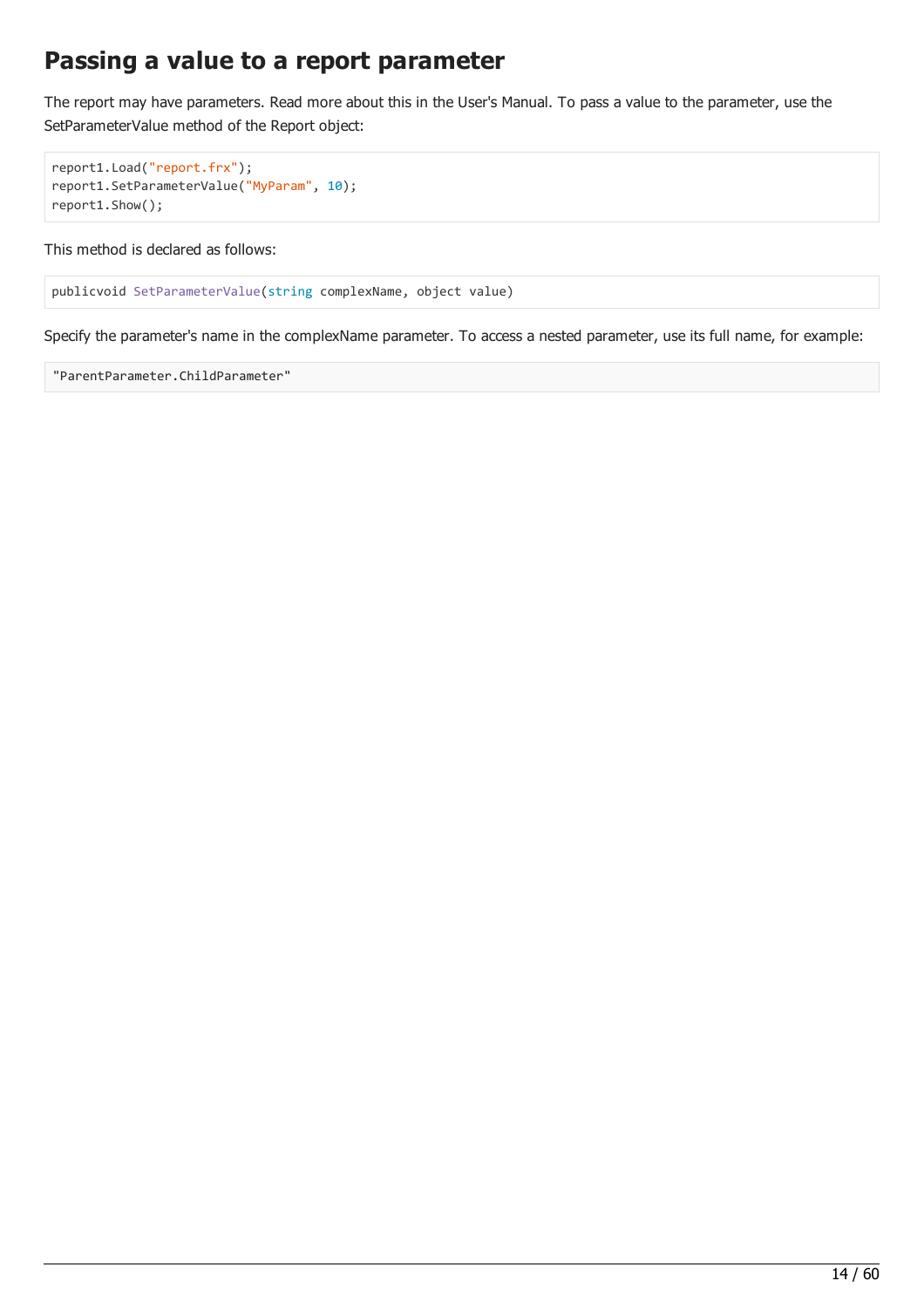# Passing a value to a report parameter

The report may have parameters. Read more about this in the User's Manual. To pass a value to the parameter, use the SetParameterValue method of the Report object:

```
report1.Load("report.frx");
report1.SetParameterValue("MyParam", 10);
report1.Show();
```

This method is declared as follows:

```
publicvoid SetParameterValue(string complexName, object value)
```

Specify the parameter's name in the complexName parameter. To access a nested parameter, use its full name, for example:

```
"ParentParameter.ChildParameter"
```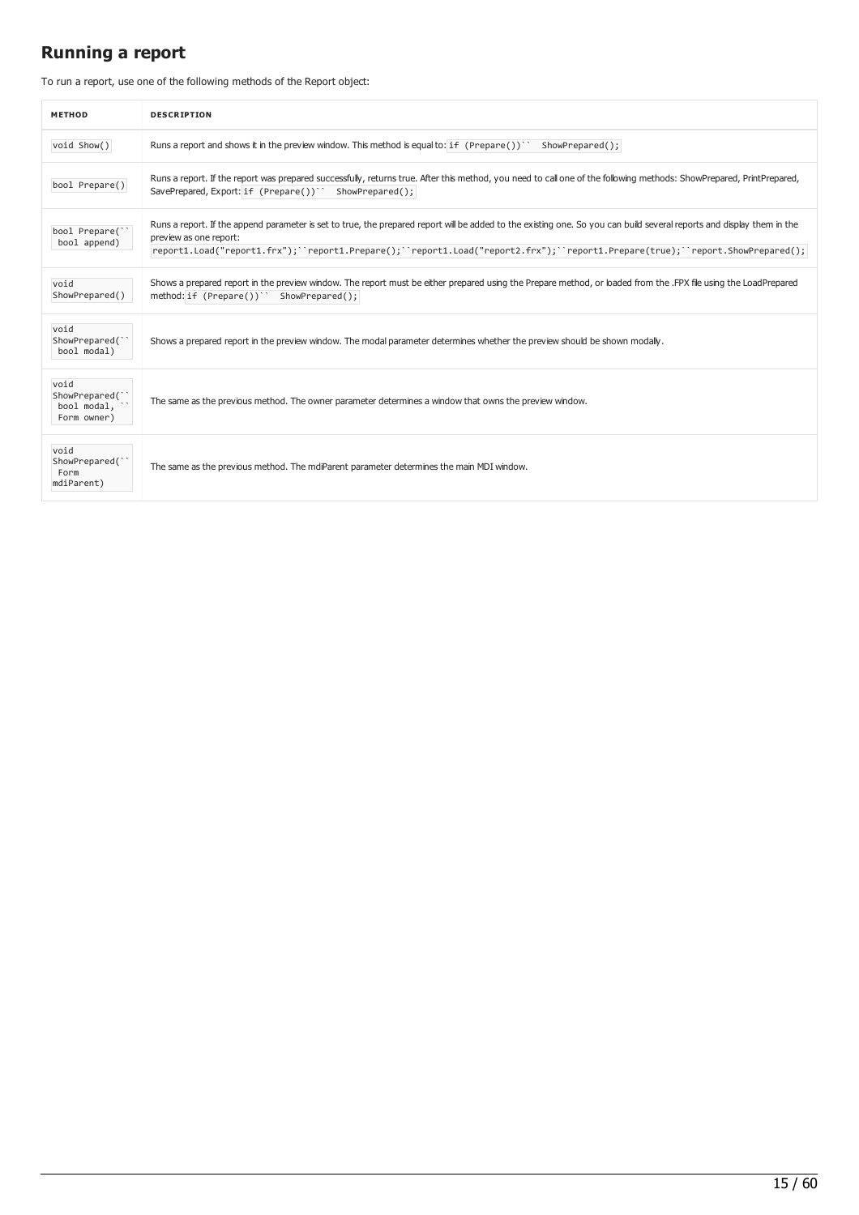## Running a report

To run a report, use one of the following methods of the Report object:

| METHOD | DESCRIPTION |
| --- | --- |
| `void Show()` | Runs a report and shows it in the preview window. This method is equal to: `if (Prepare())`` ShowPrepared();` |
| `bool Prepare()` | Runs a report. If the report was prepared successfully, returns true. After this method, you need to call one of the following methods: ShowPrepared, PrintPrepared, SavePrepared, Export: `if (Prepare())`` ShowPrepared();` |
| `bool Prepare(`` bool append)` | Runs a report. If the append parameter is set to true, the prepared report will be added to the existing one. So you can build several reports and display them in the preview as one report: `report1.Load("report1.frx");``report1.Prepare();``report1.Load("report2.frx");``report1.Prepare(true);``report.ShowPrepared();` |
| `void ShowPrepared()` | Shows a prepared report in the preview window. The report must be either prepared using the Prepare method, or loaded from the .FPX file using the LoadPrepared method: `if (Prepare())`` ShowPrepared();` |
| `void ShowPrepared(`` bool modal)` | Shows a prepared report in the preview window. The modal parameter determines whether the preview should be shown modally. |
| `void ShowPrepared(`` bool modal, `` Form owner)` | The same as the previous method. The owner parameter determines a window that owns the preview window. |
| `void ShowPrepared(`` Form mdiParent)` | The same as the previous method. The mdiParent parameter determines the main MDI window. |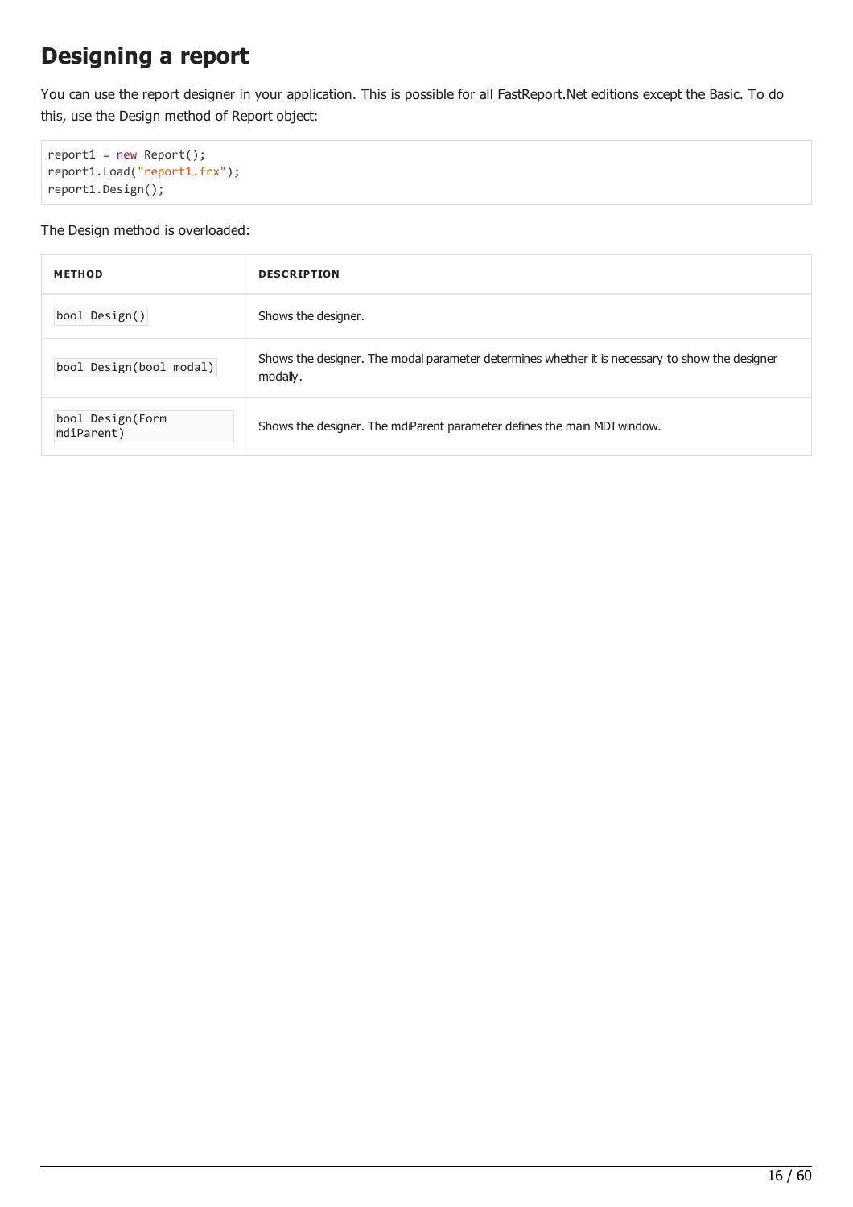# Designing a report

You can use the report designer in your application. This is possible for all FastReport.Net editions except the Basic. To do this, use the Design method of Report object:

```
report1 = new Report();
report1.Load("report1.frx");
report1.Design();
```

The Design method is overloaded:

| METHOD | DESCRIPTION |
|---|---|
| `bool Design()` | Shows the designer. |
| `bool Design(bool modal)` | Shows the designer. The modal parameter determines whether it is necessary to show the designer modally. |
| `bool Design(Form mdiParent)` | Shows the designer. The mdiParent parameter defines the main MDI window. |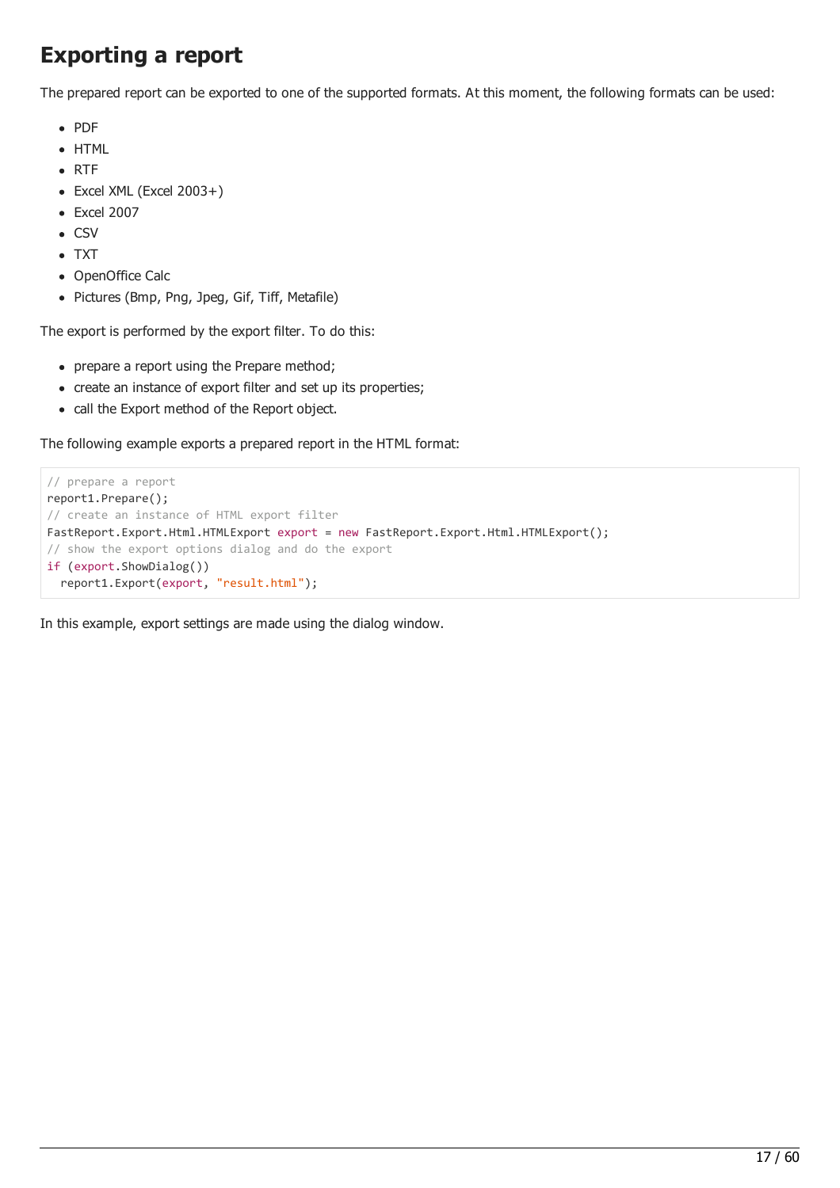# Exporting a report

The prepared report can be exported to one of the supported formats. At this moment, the following formats can be used:

- PDF
- HTML
- RTF
- Excel XML (Excel 2003+)
- Excel 2007
- CSV
- TXT
- OpenOffice Calc
- Pictures (Bmp, Png, Jpeg, Gif, Tiff, Metafile)

The export is performed by the export filter. To do this:

- prepare a report using the Prepare method;
- create an instance of export filter and set up its properties;
- call the Export method of the Report object.

The following example exports a prepared report in the HTML format:

```
// prepare a report
report1.Prepare();
// create an instance of HTML export filter
FastReport.Export.Html.HTMLExport export = new FastReport.Export.Html.HTMLExport();
// show the export options dialog and do the export
if (export.ShowDialog())
  report1.Export(export, "result.html");
```

In this example, export settings are made using the dialog window.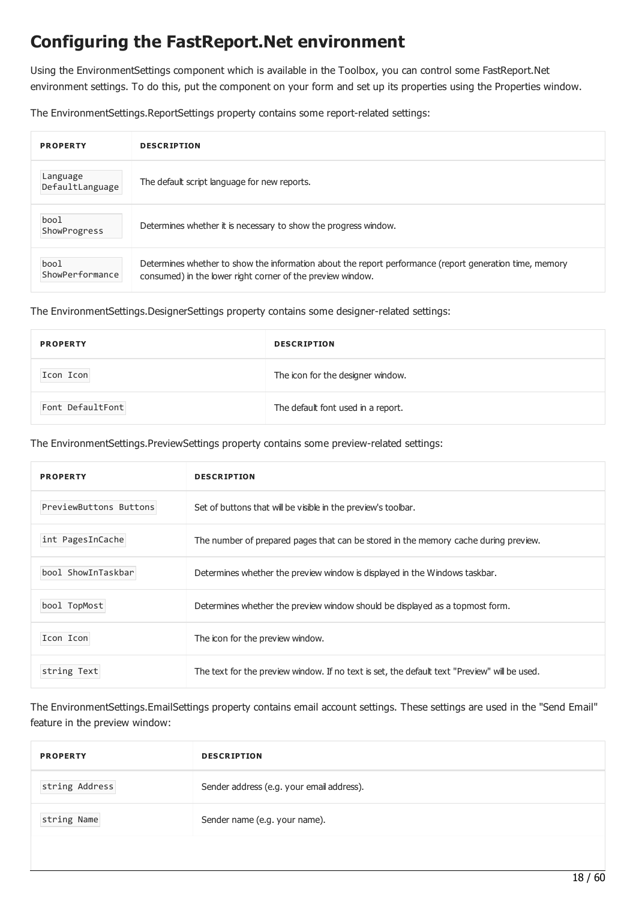# Configuring the FastReport.Net environment

Using the EnvironmentSettings component which is available in the Toolbox, you can control some FastReport.Net environment settings. To do this, put the component on your form and set up its properties using the Properties window.

The EnvironmentSettings.ReportSettings property contains some report-related settings:

| PROPERTY | DESCRIPTION |
| --- | --- |
| `Language DefaultLanguage` | The default script language for new reports. |
| `bool ShowProgress` | Determines whether it is necessary to show the progress window. |
| `bool ShowPerformance` | Determines whether to show the information about the report performance (report generation time, memory consumed) in the lower right corner of the preview window. |

The EnvironmentSettings.DesignerSettings property contains some designer-related settings:

| PROPERTY | DESCRIPTION |
| --- | --- |
| `Icon Icon` | The icon for the designer window. |
| `Font DefaultFont` | The default font used in a report. |

The EnvironmentSettings.PreviewSettings property contains some preview-related settings:

| PROPERTY | DESCRIPTION |
| --- | --- |
| `PreviewButtons Buttons` | Set of buttons that will be visible in the preview's toolbar. |
| `int PagesInCache` | The number of prepared pages that can be stored in the memory cache during preview. |
| `bool ShowInTaskbar` | Determines whether the preview window is displayed in the Windows taskbar. |
| `bool TopMost` | Determines whether the preview window should be displayed as a topmost form. |
| `Icon Icon` | The icon for the preview window. |
| `string Text` | The text for the preview window. If no text is set, the default text "Preview" will be used. |

The EnvironmentSettings.EmailSettings property contains email account settings. These settings are used in the "Send Email" feature in the preview window:

| PROPERTY | DESCRIPTION |
| --- | --- |
| `string Address` | Sender address (e.g. your email address). |
| `string Name` | Sender name (e.g. your name). |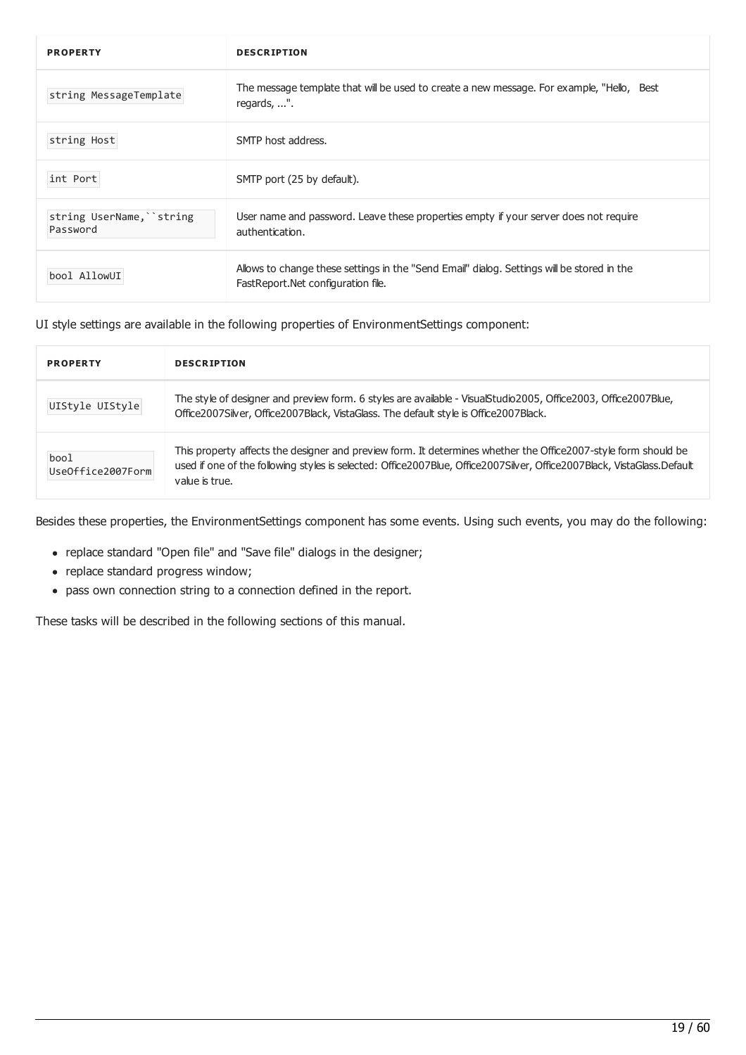| PROPERTY | DESCRIPTION |
| --- | --- |
| `string MessageTemplate` | The message template that will be used to create a new message. For example, "Hello, Best regards, ...". |
| `string Host` | SMTP host address. |
| `int Port` | SMTP port (25 by default). |
| `string UserName,``string Password` | User name and password. Leave these properties empty if your server does not require authentication. |
| `bool AllowUI` | Allows to change these settings in the "Send Email" dialog. Settings will be stored in the FastReport.Net configuration file. |

UI style settings are available in the following properties of EnvironmentSettings component:

| PROPERTY | DESCRIPTION |
| --- | --- |
| `UIStyle UIStyle` | The style of designer and preview form. 6 styles are available - VisualStudio2005, Office2003, Office2007Blue, Office2007Silver, Office2007Black, VistaGlass. The default style is Office2007Black. |
| `bool UseOffice2007Form` | This property affects the designer and preview form. It determines whether the Office2007-style form should be used if one of the following styles is selected: Office2007Blue, Office2007Silver, Office2007Black, VistaGlass.Default value is true. |

Besides these properties, the EnvironmentSettings component has some events. Using such events, you may do the following:

- replace standard "Open file" and "Save file" dialogs in the designer;
- replace standard progress window;
- pass own connection string to a connection defined in the report.

These tasks will be described in the following sections of this manual.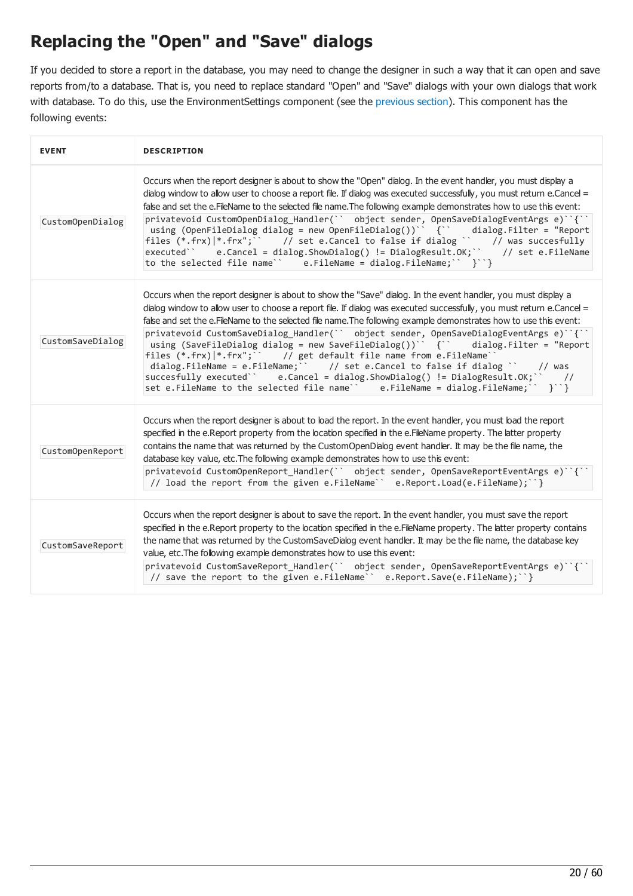# Replacing the "Open" and "Save" dialogs

If you decided to store a report in the database, you may need to change the designer in such a way that it can open and save reports from/to a database. That is, you need to replace standard "Open" and "Save" dialogs with your own dialogs that work with database. To do this, use the EnvironmentSettings component (see the previous section). This component has the following events:

| EVENT | DESCRIPTION |
|---|---|
| `CustomOpenDialog` | Occurs when the report designer is about to show the "Open" dialog. In the event handler, you must display a dialog window to allow user to choose a report file. If dialog was executed successfully, you must return e.Cancel = false and set the e.FileName to the selected file name.The following example demonstrates how to use this event: `privatevoid CustomOpenDialog_Handler(`` object sender, OpenSaveDialogEventArgs e)``{`` using (OpenFileDialog dialog = new OpenFileDialog())`` {`` dialog.Filter = "Report files (*.frx)\|*.frx";`` // set e.Cancel to false if dialog `` // was succesfully executed`` e.Cancel = dialog.ShowDialog() != DialogResult.OK;`` // set e.FileName to the selected file name`` e.FileName = dialog.FileName;`` }``}` |
| `CustomSaveDialog` | Occurs when the report designer is about to show the "Save" dialog. In the event handler, you must display a dialog window to allow user to choose a report file. If dialog was executed successfully, you must return e.Cancel = false and set the e.FileName to the selected file name.The following example demonstrates how to use this event: `privatevoid CustomSaveDialog_Handler(`` object sender, OpenSaveDialogEventArgs e)``{`` using (SaveFileDialog dialog = new SaveFileDialog())`` {`` dialog.Filter = "Report files (*.frx)\|*.frx";`` // get default file name from e.FileName`` dialog.FileName = e.FileName;`` // set e.Cancel to false if dialog `` // was succesfully executed`` e.Cancel = dialog.ShowDialog() != DialogResult.OK;`` // set e.FileName to the selected file name`` e.FileName = dialog.FileName;`` }``}` |
| `CustomOpenReport` | Occurs when the report designer is about to load the report. In the event handler, you must load the report specified in the e.Report property from the location specified in the e.FileName property. The latter property contains the name that was returned by the CustomOpenDialog event handler. It may be the file name, the database key value, etc.The following example demonstrates how to use this event: `privatevoid CustomOpenReport_Handler(`` object sender, OpenSaveReportEventArgs e)``{`` // load the report from the given e.FileName`` e.Report.Load(e.FileName);``}` |
| `CustomSaveReport` | Occurs when the report designer is about to save the report. In the event handler, you must save the report specified in the e.Report property to the location specified in the e.FileName property. The latter property contains the name that was returned by the CustomSaveDialog event handler. It may be the file name, the database key value, etc.The following example demonstrates how to use this event: `privatevoid CustomSaveReport_Handler(`` object sender, OpenSaveReportEventArgs e)``{`` // save the report to the given e.FileName`` e.Report.Save(e.FileName);``}` |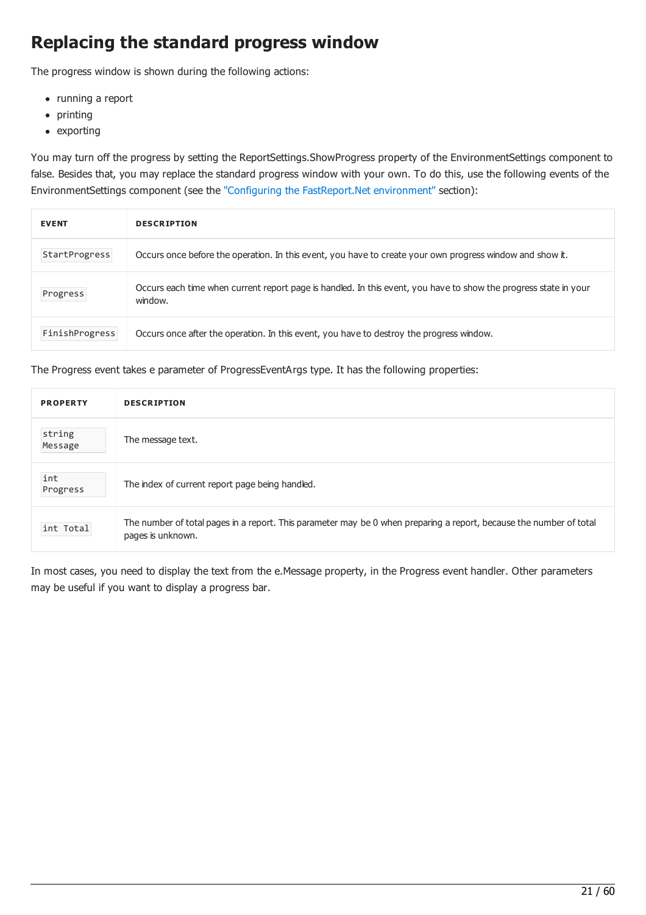## Replacing the standard progress window

The progress window is shown during the following actions:

- running a report
- printing
- exporting

You may turn off the progress by setting the ReportSettings.ShowProgress property of the EnvironmentSettings component to false. Besides that, you may replace the standard progress window with your own. To do this, use the following events of the EnvironmentSettings component (see the "Configuring the FastReport.Net environment" section):

| EVENT | DESCRIPTION |
| --- | --- |
| `StartProgress` | Occurs once before the operation. In this event, you have to create your own progress window and show it. |
| `Progress` | Occurs each time when current report page is handled. In this event, you have to show the progress state in your window. |
| `FinishProgress` | Occurs once after the operation. In this event, you have to destroy the progress window. |

The Progress event takes e parameter of ProgressEventArgs type. It has the following properties:

| PROPERTY | DESCRIPTION |
| --- | --- |
| `string Message` | The message text. |
| `int Progress` | The index of current report page being handled. |
| `int Total` | The number of total pages in a report. This parameter may be 0 when preparing a report, because the number of total pages is unknown. |

In most cases, you need to display the text from the e.Message property, in the Progress event handler. Other parameters may be useful if you want to display a progress bar.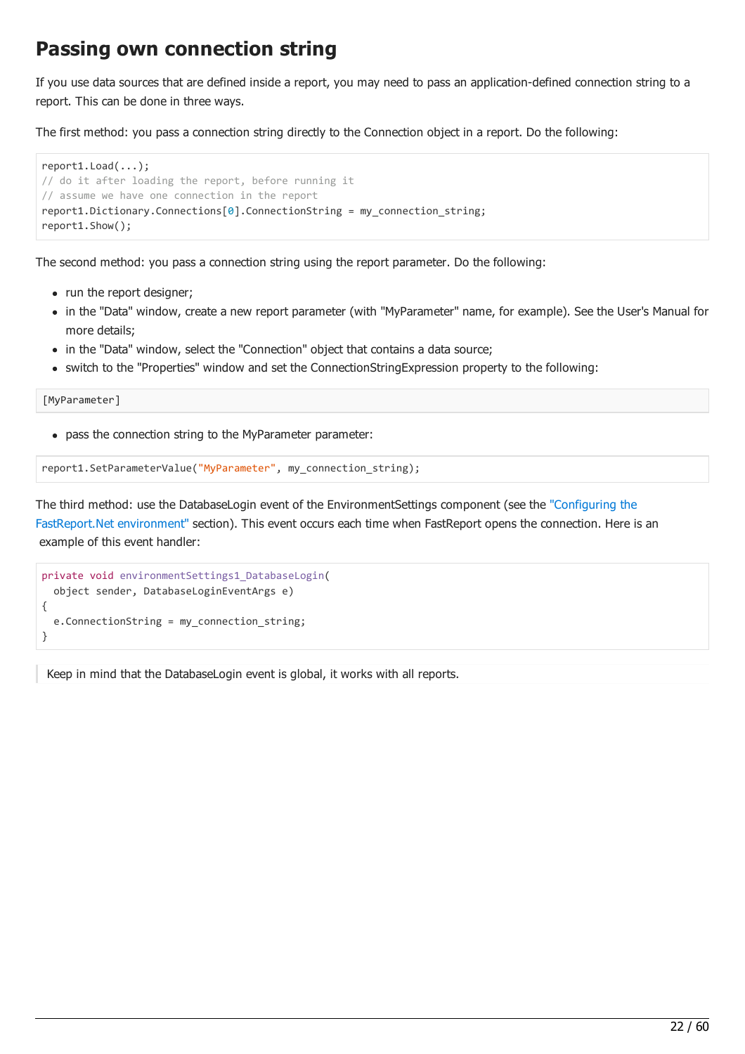## Passing own connection string

If you use data sources that are defined inside a report, you may need to pass an application-defined connection string to a report. This can be done in three ways.

The first method: you pass a connection string directly to the Connection object in a report. Do the following:

```
report1.Load(...);
// do it after loading the report, before running it
// assume we have one connection in the report
report1.Dictionary.Connections[0].ConnectionString = my_connection_string;
report1.Show();
```

The second method: you pass a connection string using the report parameter. Do the following:

- run the report designer;
- in the "Data" window, create a new report parameter (with "MyParameter" name, for example). See the User's Manual for more details;
- in the "Data" window, select the "Connection" object that contains a data source;
- switch to the "Properties" window and set the ConnectionStringExpression property to the following:

```
[MyParameter]
```

- pass the connection string to the MyParameter parameter:

```
report1.SetParameterValue("MyParameter", my_connection_string);
```

The third method: use the DatabaseLogin event of the EnvironmentSettings component (see the "Configuring the FastReport.Net environment" section). This event occurs each time when FastReport opens the connection. Here is an example of this event handler:

```
private void environmentSettings1_DatabaseLogin(
  object sender, DatabaseLoginEventArgs e)
{
  e.ConnectionString = my_connection_string;
}
```

> Keep in mind that the DatabaseLogin event is global, it works with all reports.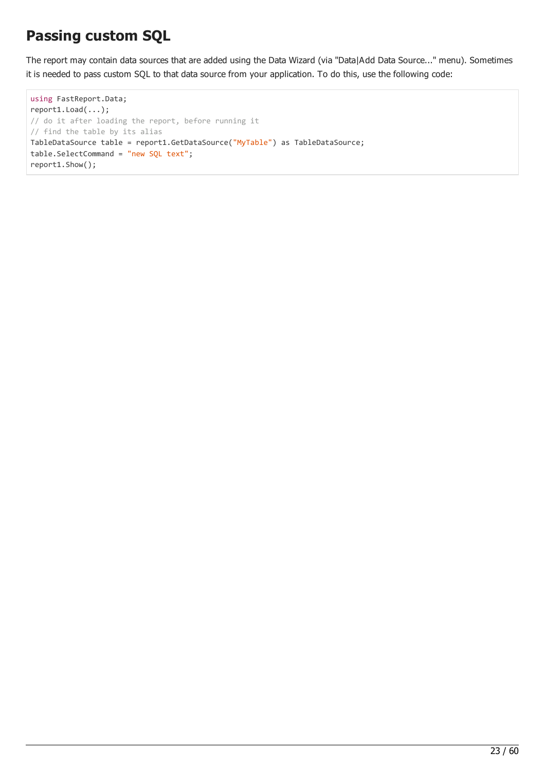# Passing custom SQL

The report may contain data sources that are added using the Data Wizard (via "Data|Add Data Source..." menu). Sometimes it is needed to pass custom SQL to that data source from your application. To do this, use the following code:

```
using FastReport.Data;
report1.Load(...);
// do it after loading the report, before running it
// find the table by its alias
TableDataSource table = report1.GetDataSource("MyTable") as TableDataSource;
table.SelectCommand = "new SQL text";
report1.Show();
```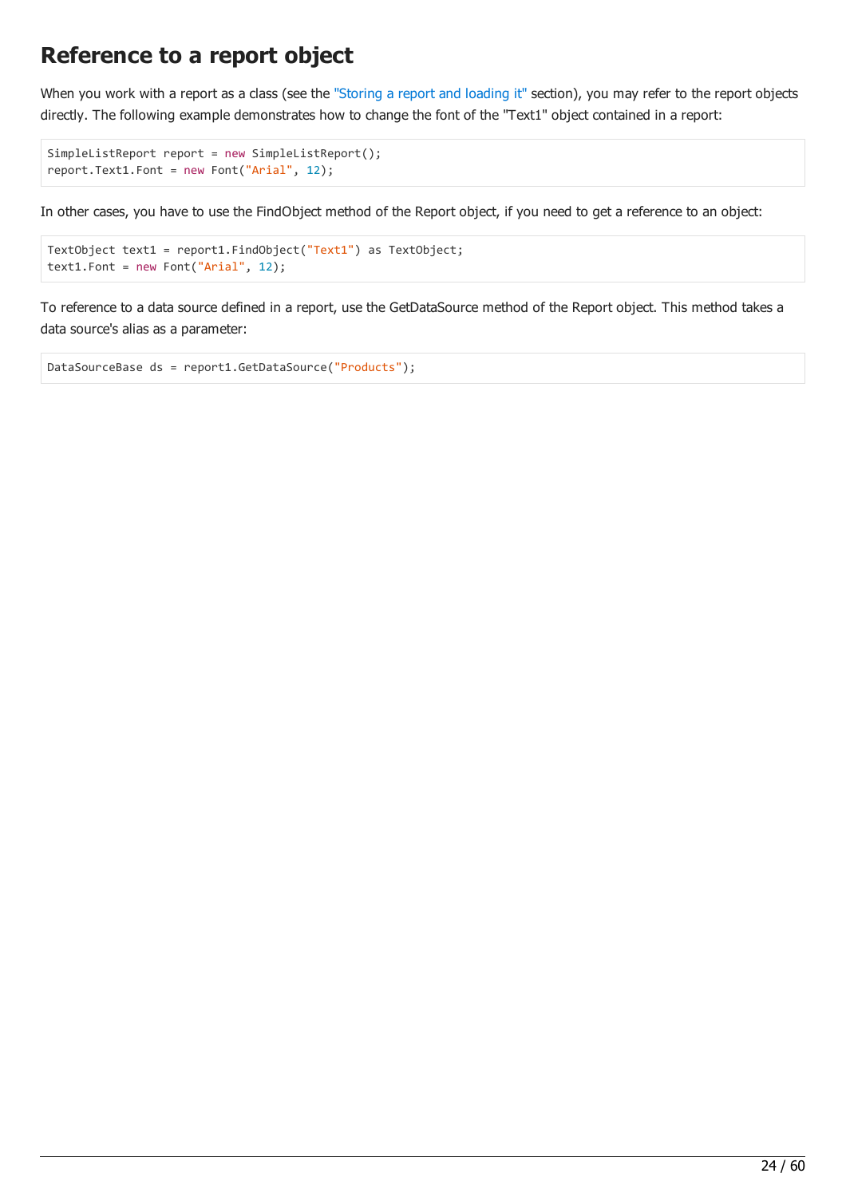# Reference to a report object

When you work with a report as a class (see the "Storing a report and loading it" section), you may refer to the report objects directly. The following example demonstrates how to change the font of the "Text1" object contained in a report:

```
SimpleListReport report = new SimpleListReport();
report.Text1.Font = new Font("Arial", 12);
```

In other cases, you have to use the FindObject method of the Report object, if you need to get a reference to an object:

```
TextObject text1 = report1.FindObject("Text1") as TextObject;
text1.Font = new Font("Arial", 12);
```

To reference to a data source defined in a report, use the GetDataSource method of the Report object. This method takes a data source's alias as a parameter:

```
DataSourceBase ds = report1.GetDataSource("Products");
```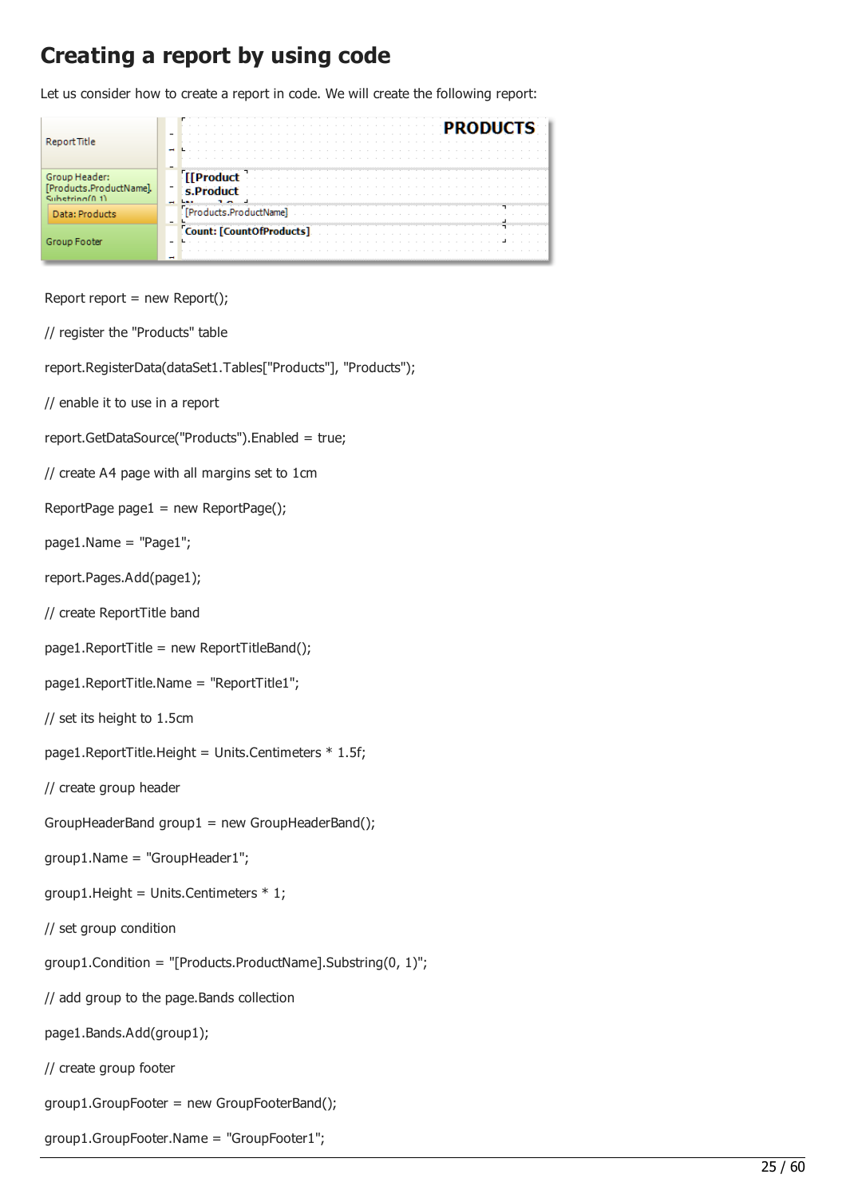# Creating a report by using code

Let us consider how to create a report in code. We will create the following report:

```
Report report = new Report();

// register the "Products" table

report.RegisterData(dataSet1.Tables["Products"], "Products");

// enable it to use in a report

report.GetDataSource("Products").Enabled = true;

// create A4 page with all margins set to 1cm

ReportPage page1 = new ReportPage();

page1.Name = "Page1";

report.Pages.Add(page1);

// create ReportTitle band

page1.ReportTitle = new ReportTitleBand();

page1.ReportTitle.Name = "ReportTitle1";

// set its height to 1.5cm

page1.ReportTitle.Height = Units.Centimeters * 1.5f;

// create group header

GroupHeaderBand group1 = new GroupHeaderBand();

group1.Name = "GroupHeader1";

group1.Height = Units.Centimeters * 1;

// set group condition

group1.Condition = "[Products.ProductName].Substring(0, 1)";

// add group to the page.Bands collection

page1.Bands.Add(group1);

// create group footer

group1.GroupFooter = new GroupFooterBand();

group1.GroupFooter.Name = "GroupFooter1";
```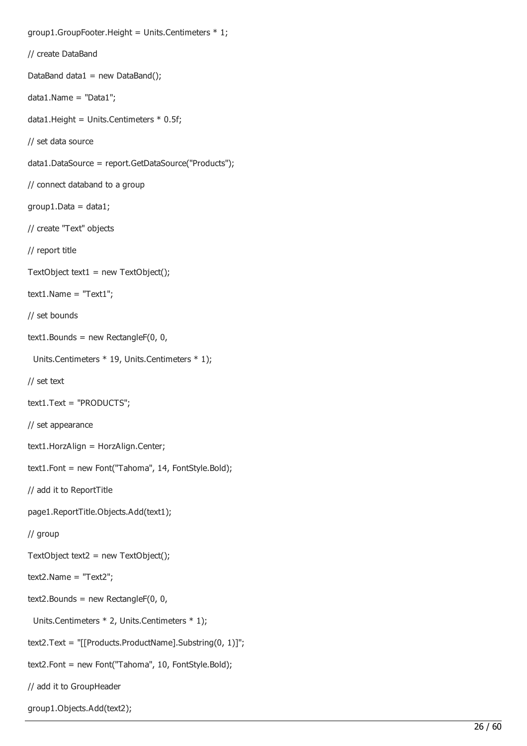```
group1.GroupFooter.Height = Units.Centimeters * 1;

// create DataBand

DataBand data1 = new DataBand();

data1.Name = "Data1";

data1.Height = Units.Centimeters * 0.5f;

// set data source

data1.DataSource = report.GetDataSource("Products");

// connect databand to a group

group1.Data = data1;

// create "Text" objects

// report title

TextObject text1 = new TextObject();

text1.Name = "Text1";

// set bounds

text1.Bounds = new RectangleF(0, 0,

  Units.Centimeters * 19, Units.Centimeters * 1);

// set text

text1.Text = "PRODUCTS";

// set appearance

text1.HorzAlign = HorzAlign.Center;

text1.Font = new Font("Tahoma", 14, FontStyle.Bold);

// add it to ReportTitle

page1.ReportTitle.Objects.Add(text1);

// group

TextObject text2 = new TextObject();

text2.Name = "Text2";

text2.Bounds = new RectangleF(0, 0,

  Units.Centimeters * 2, Units.Centimeters * 1);

text2.Text = "[[Products.ProductName].Substring(0, 1)]";

text2.Font = new Font("Tahoma", 10, FontStyle.Bold);

// add it to GroupHeader

group1.Objects.Add(text2);
```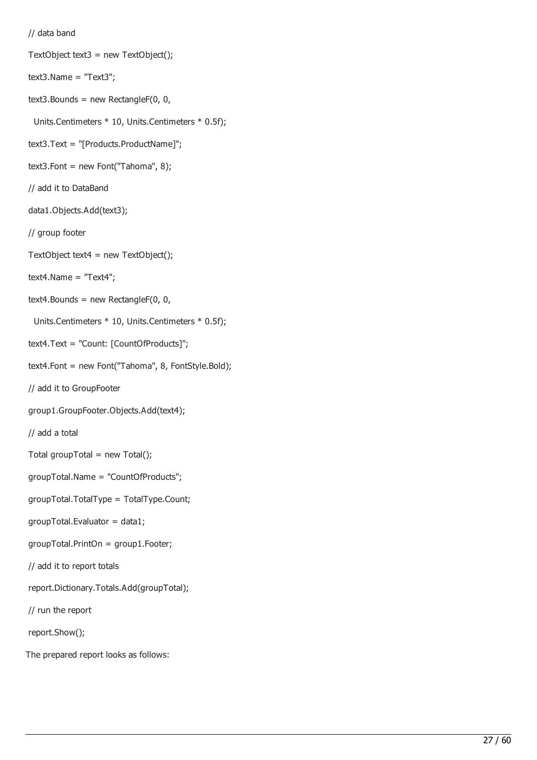```
// data band
TextObject text3 = new TextObject();
text3.Name = "Text3";
text3.Bounds = new RectangleF(0, 0,
  Units.Centimeters * 10, Units.Centimeters * 0.5f);
text3.Text = "[Products.ProductName]";
text3.Font = new Font("Tahoma", 8);
// add it to DataBand
data1.Objects.Add(text3);
// group footer
TextObject text4 = new TextObject();
text4.Name = "Text4";
text4.Bounds = new RectangleF(0, 0,
  Units.Centimeters * 10, Units.Centimeters * 0.5f);
text4.Text = "Count: [CountOfProducts]";
text4.Font = new Font("Tahoma", 8, FontStyle.Bold);
// add it to GroupFooter
group1.GroupFooter.Objects.Add(text4);
// add a total
Total groupTotal = new Total();
groupTotal.Name = "CountOfProducts";
groupTotal.TotalType = TotalType.Count;
groupTotal.Evaluator = data1;
groupTotal.PrintOn = group1.Footer;
// add it to report totals
report.Dictionary.Totals.Add(groupTotal);
// run the report
report.Show();
```

The prepared report looks as follows: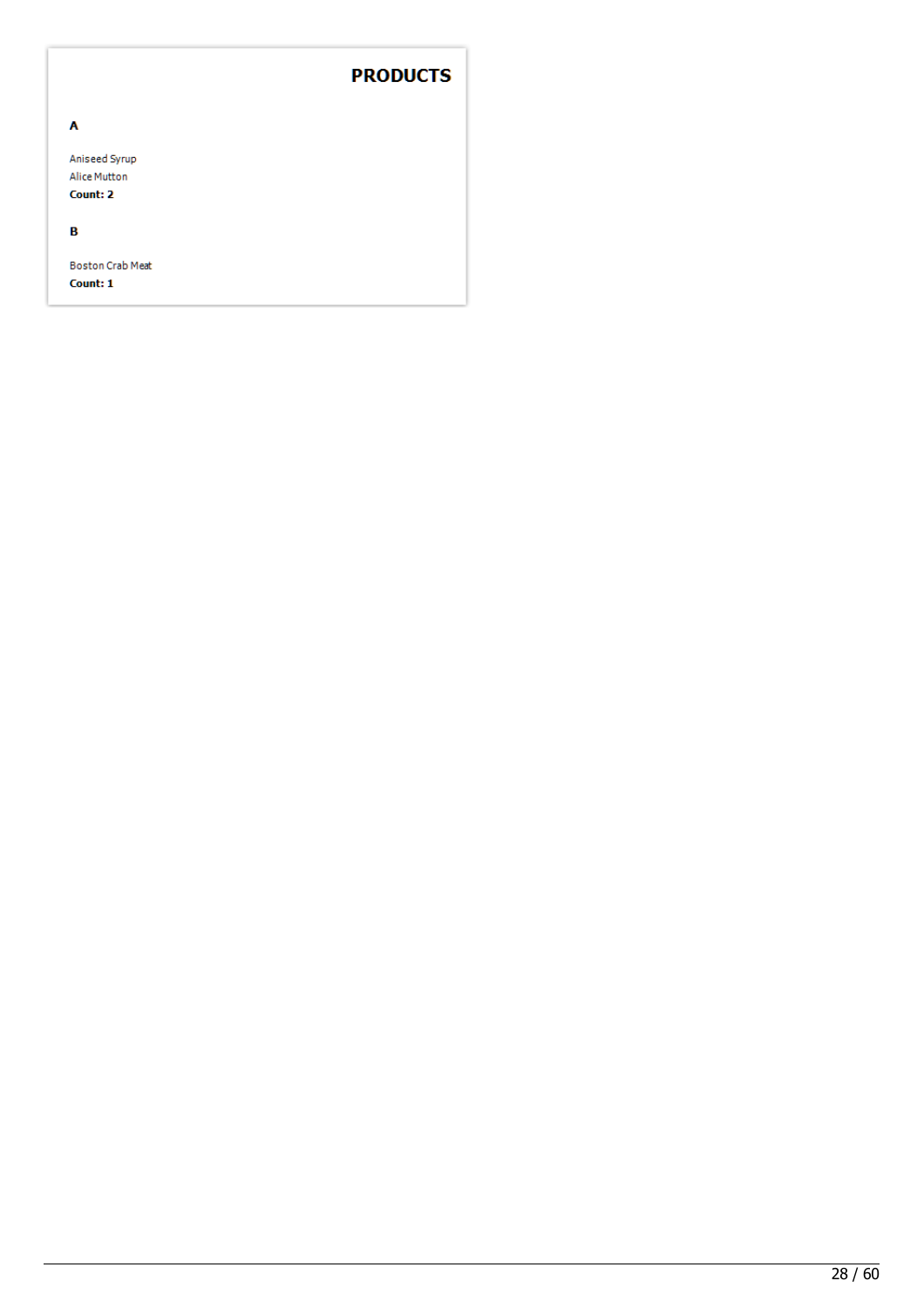# PRODUCTS

**A**

Aniseed Syrup
Alice Mutton
**Count: 2**

**B**

Boston Crab Meat
**Count: 1**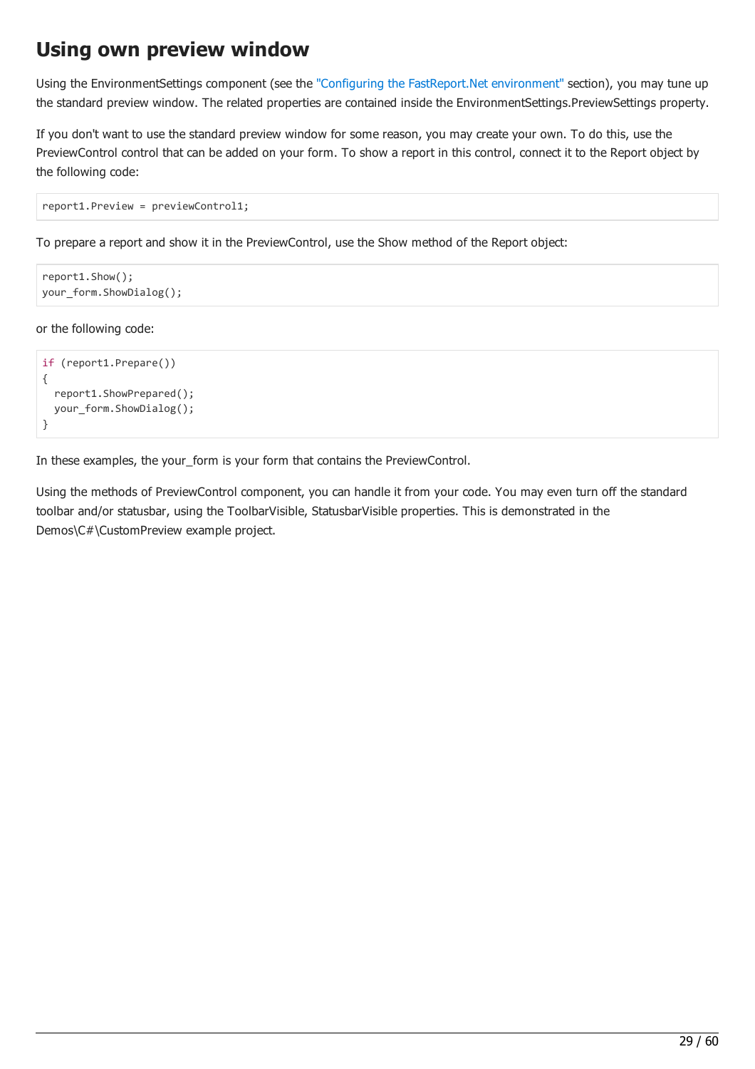# Using own preview window

Using the EnvironmentSettings component (see the "Configuring the FastReport.Net environment" section), you may tune up the standard preview window. The related properties are contained inside the EnvironmentSettings.PreviewSettings property.

If you don't want to use the standard preview window for some reason, you may create your own. To do this, use the PreviewControl control that can be added on your form. To show a report in this control, connect it to the Report object by the following code:

```
report1.Preview = previewControl1;
```

To prepare a report and show it in the PreviewControl, use the Show method of the Report object:

```
report1.Show();
your_form.ShowDialog();
```

or the following code:

```
if (report1.Prepare())
{
  report1.ShowPrepared();
  your_form.ShowDialog();
}
```

In these examples, the your_form is your form that contains the PreviewControl.

Using the methods of PreviewControl component, you can handle it from your code. You may even turn off the standard toolbar and/or statusbar, using the ToolbarVisible, StatusbarVisible properties. This is demonstrated in the Demos\C#\CustomPreview example project.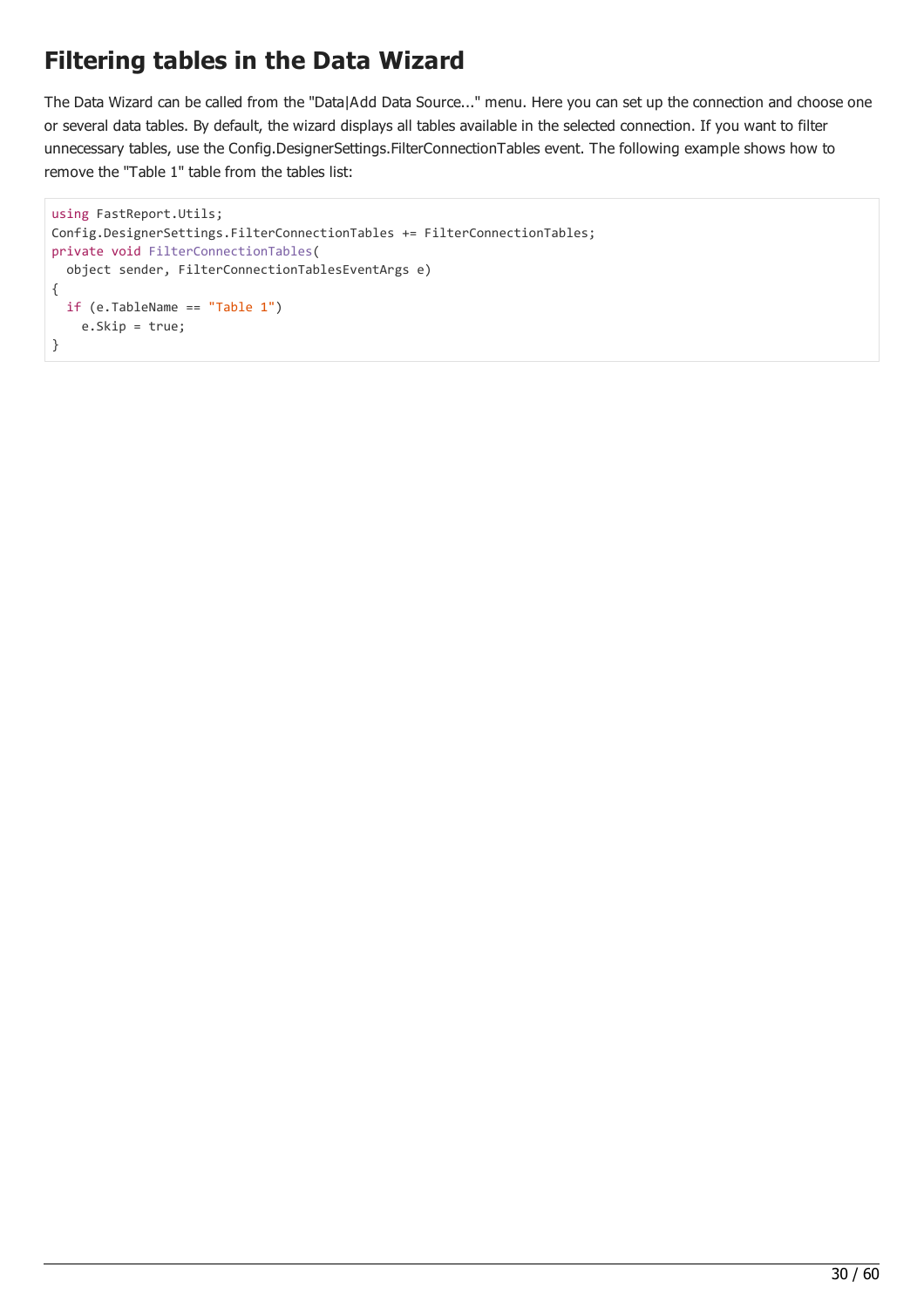# Filtering tables in the Data Wizard

The Data Wizard can be called from the "Data|Add Data Source..." menu. Here you can set up the connection and choose one or several data tables. By default, the wizard displays all tables available in the selected connection. If you want to filter unnecessary tables, use the Config.DesignerSettings.FilterConnectionTables event. The following example shows how to remove the "Table 1" table from the tables list:

```
using FastReport.Utils;
Config.DesignerSettings.FilterConnectionTables += FilterConnectionTables;
private void FilterConnectionTables(
  object sender, FilterConnectionTablesEventArgs e)
{
  if (e.TableName == "Table 1")
    e.Skip = true;
}
```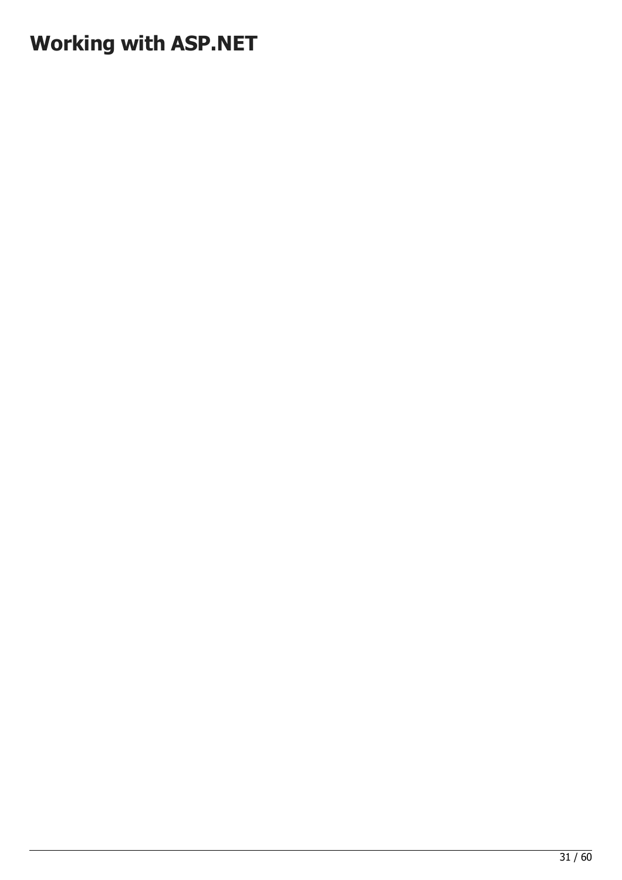# Working with ASP.NET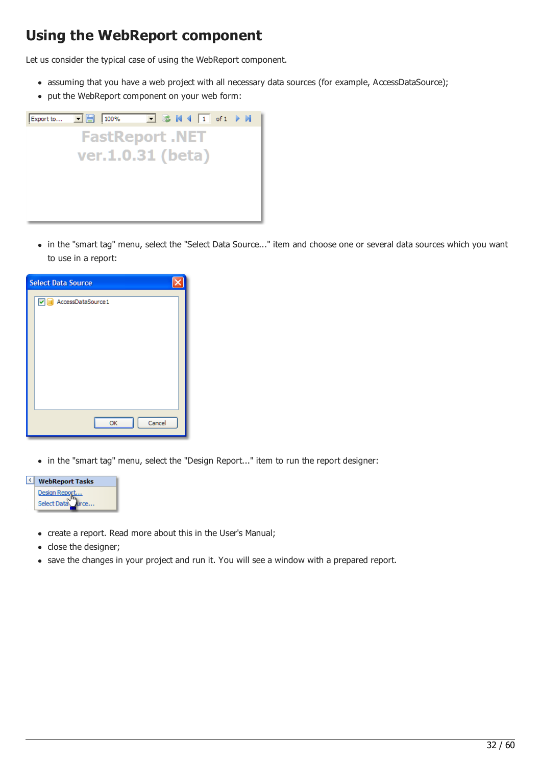# Using the WebReport component

Let us consider the typical case of using the WebReport component.

- assuming that you have a web project with all necessary data sources (for example, AccessDataSource);
- put the WebReport component on your web form:

- in the "smart tag" menu, select the "Select Data Source..." item and choose one or several data sources which you want to use in a report:

- in the "smart tag" menu, select the "Design Report..." item to run the report designer:

- create a report. Read more about this in the User's Manual;
- close the designer;
- save the changes in your project and run it. You will see a window with a prepared report.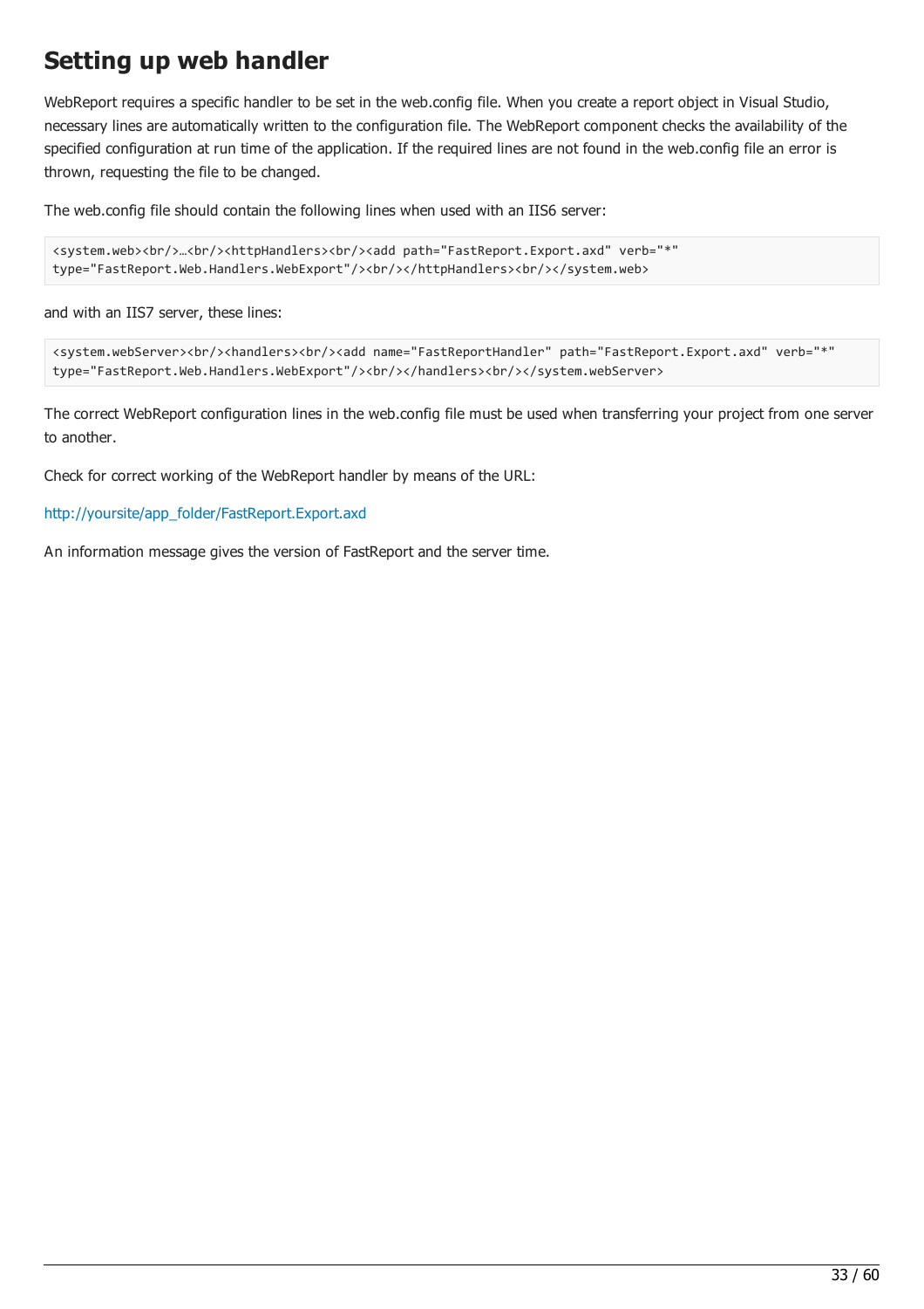## Setting up web handler

WebReport requires a specific handler to be set in the web.config file. When you create a report object in Visual Studio, necessary lines are automatically written to the configuration file. The WebReport component checks the availability of the specified configuration at run time of the application. If the required lines are not found in the web.config file an error is thrown, requesting the file to be changed.

The web.config file should contain the following lines when used with an IIS6 server:

```
<system.web><br/>…<br/><httpHandlers><br/><add path="FastReport.Export.axd" verb="*"
type="FastReport.Web.Handlers.WebExport"/><br/></httpHandlers><br/></system.web>
```

and with an IIS7 server, these lines:

```
<system.webServer><br/><handlers><br/><add name="FastReportHandler" path="FastReport.Export.axd" verb="*"
type="FastReport.Web.Handlers.WebExport"/><br/></handlers><br/></system.webServer>
```

The correct WebReport configuration lines in the web.config file must be used when transferring your project from one server to another.

Check for correct working of the WebReport handler by means of the URL:

http://yoursite/app_folder/FastReport.Export.axd

An information message gives the version of FastReport and the server time.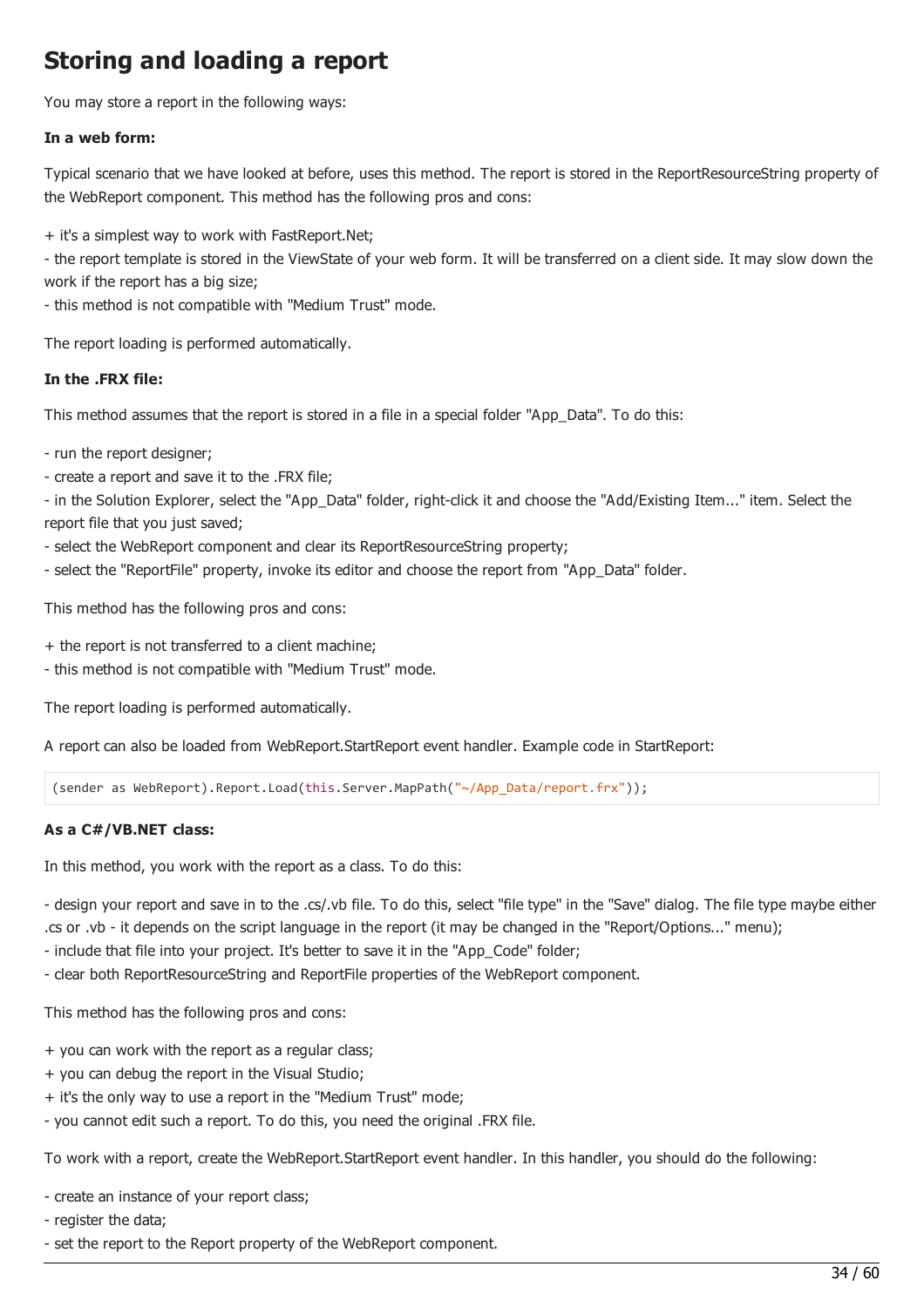# Storing and loading a report

You may store a report in the following ways:

**In a web form:**

Typical scenario that we have looked at before, uses this method. The report is stored in the ReportResourceString property of the WebReport component. This method has the following pros and cons:

+ it's a simplest way to work with FastReport.Net;
- the report template is stored in the ViewState of your web form. It will be transferred on a client side. It may slow down the work if the report has a big size;
- this method is not compatible with "Medium Trust" mode.

The report loading is performed automatically.

**In the .FRX file:**

This method assumes that the report is stored in a file in a special folder "App_Data". To do this:

- run the report designer;
- create a report and save it to the .FRX file;
- in the Solution Explorer, select the "App_Data" folder, right-click it and choose the "Add/Existing Item..." item. Select the report file that you just saved;
- select the WebReport component and clear its ReportResourceString property;
- select the "ReportFile" property, invoke its editor and choose the report from "App_Data" folder.

This method has the following pros and cons:

+ the report is not transferred to a client machine;
- this method is not compatible with "Medium Trust" mode.

The report loading is performed automatically.

A report can also be loaded from WebReport.StartReport event handler. Example code in StartReport:

```
(sender as WebReport).Report.Load(this.Server.MapPath("~/App_Data/report.frx"));
```

**As a C#/VB.NET class:**

In this method, you work with the report as a class. To do this:

- design your report and save in to the .cs/.vb file. To do this, select "file type" in the "Save" dialog. The file type maybe either .cs or .vb - it depends on the script language in the report (it may be changed in the "Report/Options..." menu);
- include that file into your project. It's better to save it in the "App_Code" folder;
- clear both ReportResourceString and ReportFile properties of the WebReport component.

This method has the following pros and cons:

+ you can work with the report as a regular class;
+ you can debug the report in the Visual Studio;
+ it's the only way to use a report in the "Medium Trust" mode;
- you cannot edit such a report. To do this, you need the original .FRX file.

To work with a report, create the WebReport.StartReport event handler. In this handler, you should do the following:

- create an instance of your report class;
- register the data;
- set the report to the Report property of the WebReport component.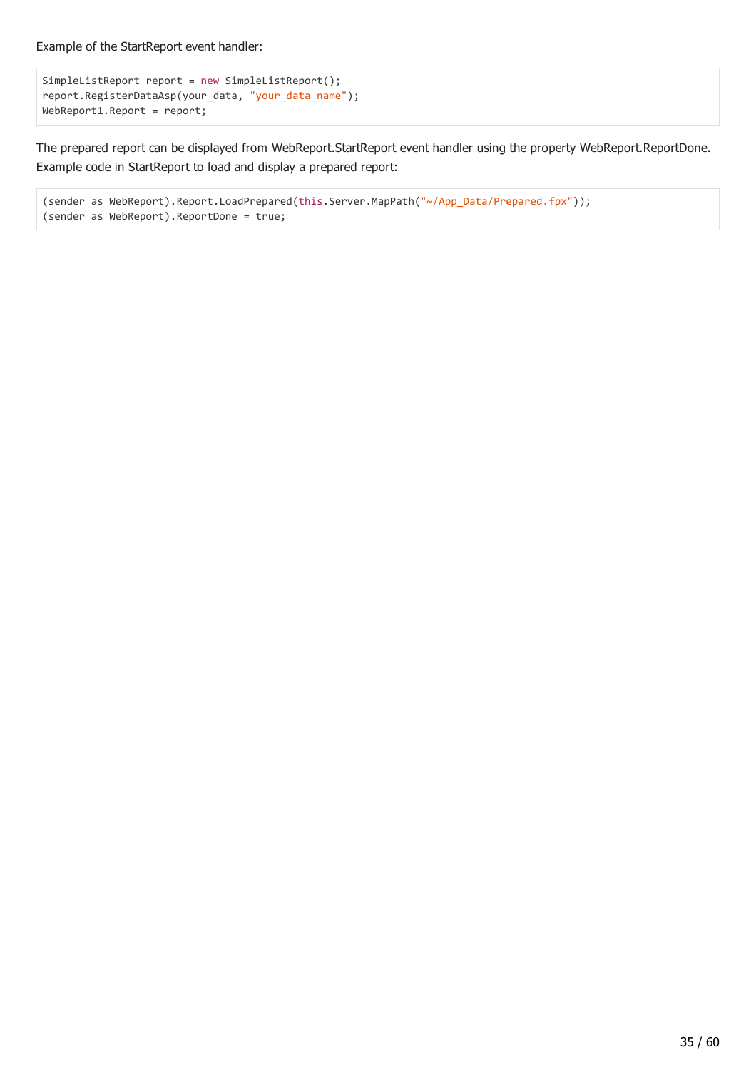Example of the StartReport event handler:

```
SimpleListReport report = new SimpleListReport();
report.RegisterDataAsp(your_data, "your_data_name");
WebReport1.Report = report;
```

The prepared report can be displayed from WebReport.StartReport event handler using the property WebReport.ReportDone. Example code in StartReport to load and display a prepared report:

```
(sender as WebReport).Report.LoadPrepared(this.Server.MapPath("~/App_Data/Prepared.fpx"));
(sender as WebReport).ReportDone = true;
```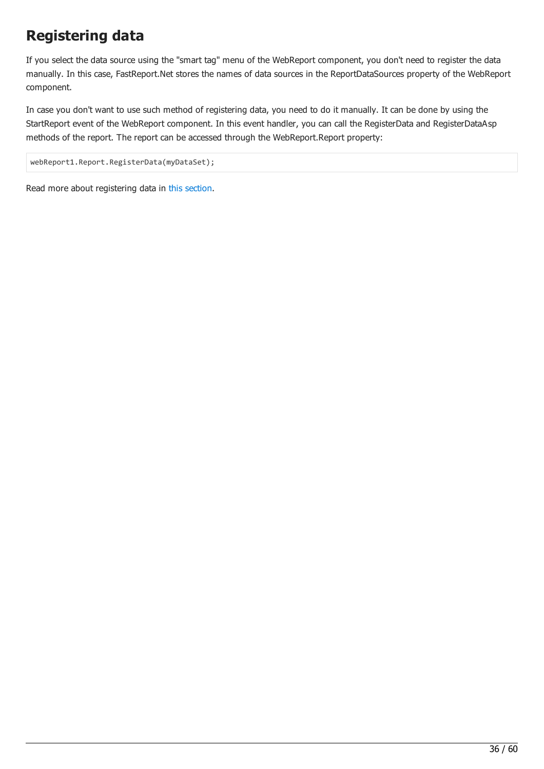# Registering data

If you select the data source using the "smart tag" menu of the WebReport component, you don't need to register the data manually. In this case, FastReport.Net stores the names of data sources in the ReportDataSources property of the WebReport component.

In case you don't want to use such method of registering data, you need to do it manually. It can be done by using the StartReport event of the WebReport component. In this event handler, you can call the RegisterData and RegisterDataAsp methods of the report. The report can be accessed through the WebReport.Report property:

```
webReport1.Report.RegisterData(myDataSet);
```

Read more about registering data in this section.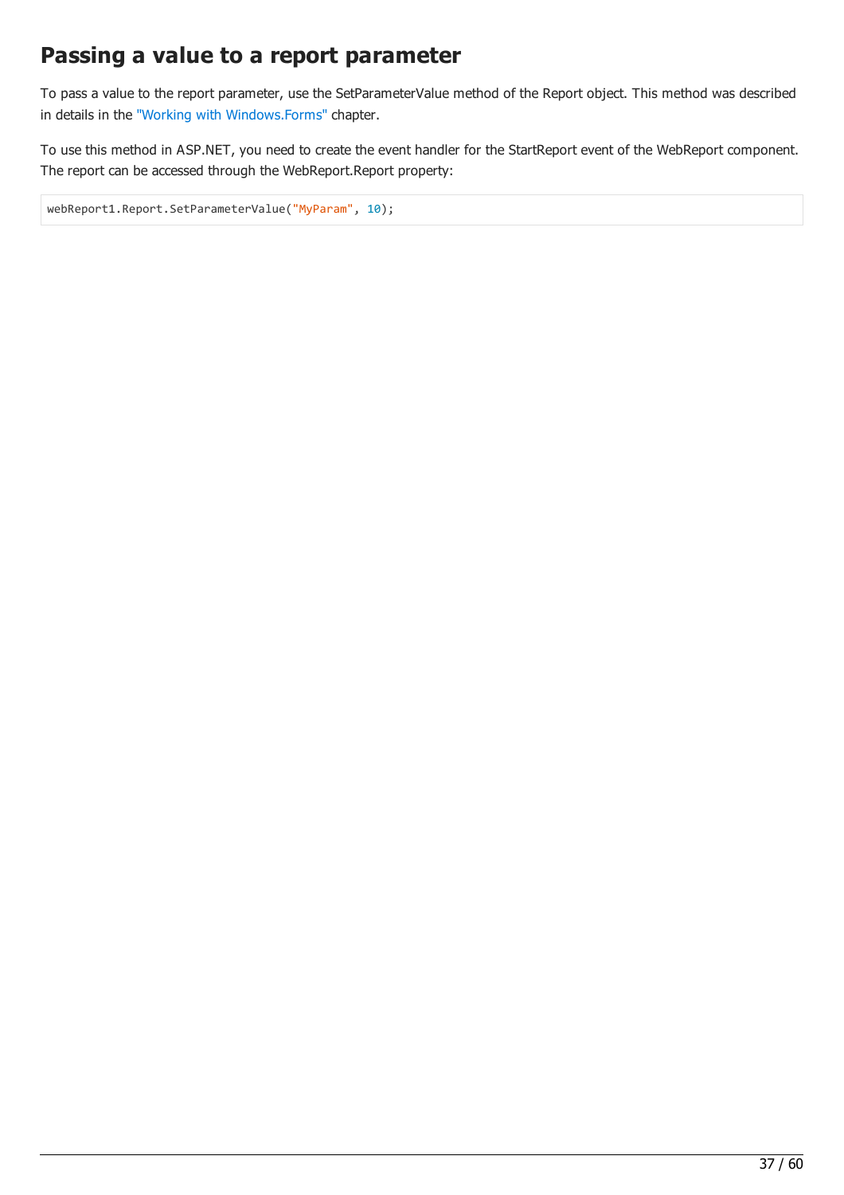# Passing a value to a report parameter

To pass a value to the report parameter, use the SetParameterValue method of the Report object. This method was described in details in the "Working with Windows.Forms" chapter.

To use this method in ASP.NET, you need to create the event handler for the StartReport event of the WebReport component. The report can be accessed through the WebReport.Report property:

```
webReport1.Report.SetParameterValue("MyParam", 10);
```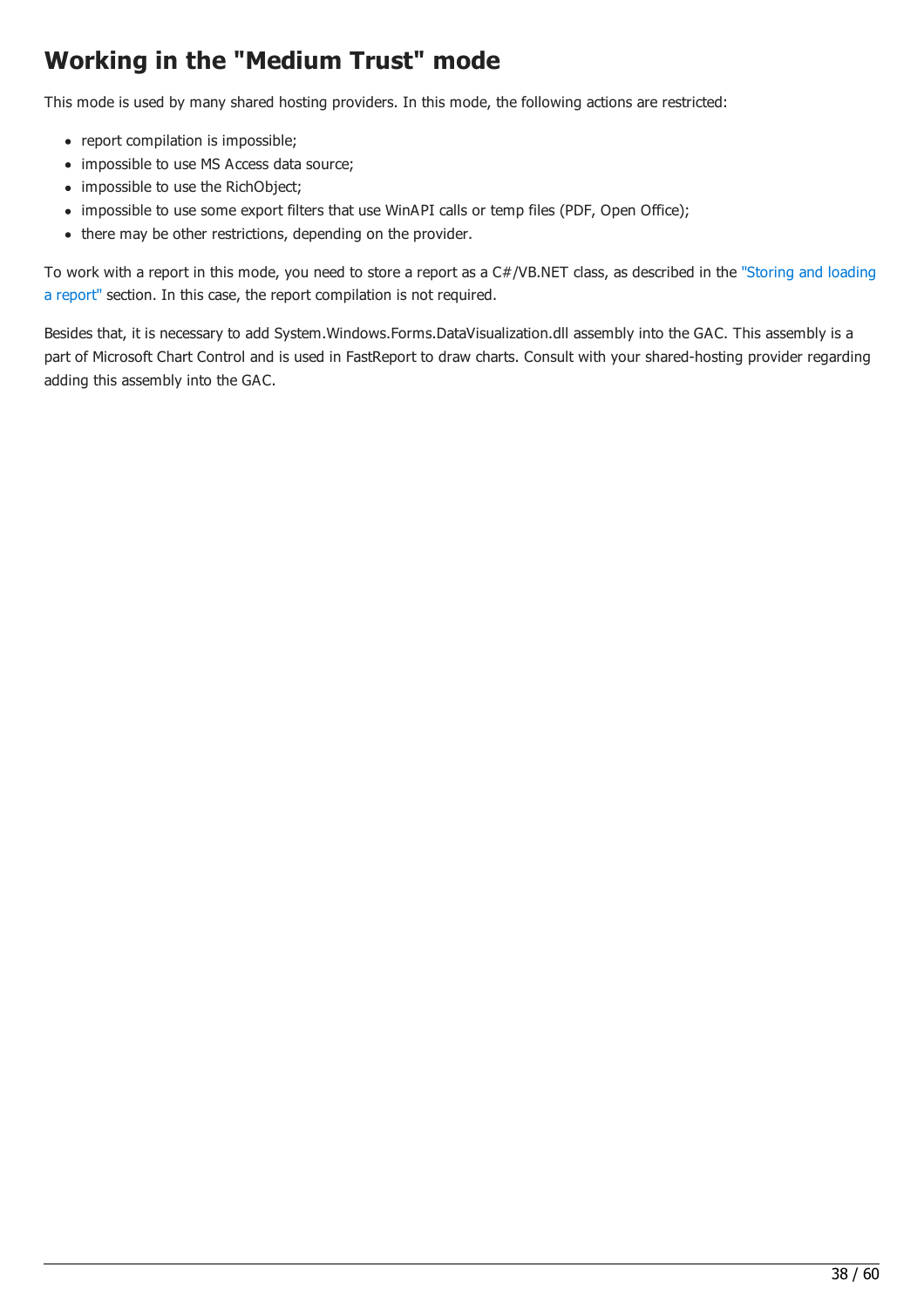# Working in the "Medium Trust" mode

This mode is used by many shared hosting providers. In this mode, the following actions are restricted:

- report compilation is impossible;
- impossible to use MS Access data source;
- impossible to use the RichObject;
- impossible to use some export filters that use WinAPI calls or temp files (PDF, Open Office);
- there may be other restrictions, depending on the provider.

To work with a report in this mode, you need to store a report as a C#/VB.NET class, as described in the "Storing and loading a report" section. In this case, the report compilation is not required.

Besides that, it is necessary to add System.Windows.Forms.DataVisualization.dll assembly into the GAC. This assembly is a part of Microsoft Chart Control and is used in FastReport to draw charts. Consult with your shared-hosting provider regarding adding this assembly into the GAC.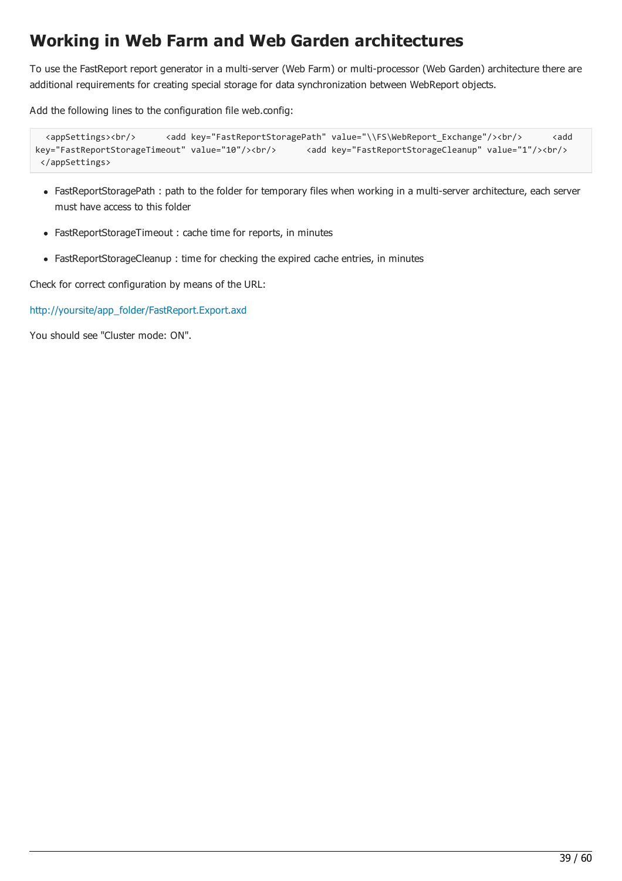# Working in Web Farm and Web Garden architectures

To use the FastReport report generator in a multi-server (Web Farm) or multi-processor (Web Garden) architecture there are additional requirements for creating special storage for data synchronization between WebReport objects.

Add the following lines to the configuration file web.config:

```
  <appSettings><br/>      <add key="FastReportStoragePath" value="\\FS\WebReport_Exchange"/><br/>      <add
key="FastReportStorageTimeout" value="10"/><br/>      <add key="FastReportStorageCleanup" value="1"/><br/>
 </appSettings>
```

- FastReportStoragePath : path to the folder for temporary files when working in a multi-server architecture, each server must have access to this folder
- FastReportStorageTimeout : cache time for reports, in minutes
- FastReportStorageCleanup : time for checking the expired cache entries, in minutes

Check for correct configuration by means of the URL:

http://yoursite/app_folder/FastReport.Export.axd

You should see "Cluster mode: ON".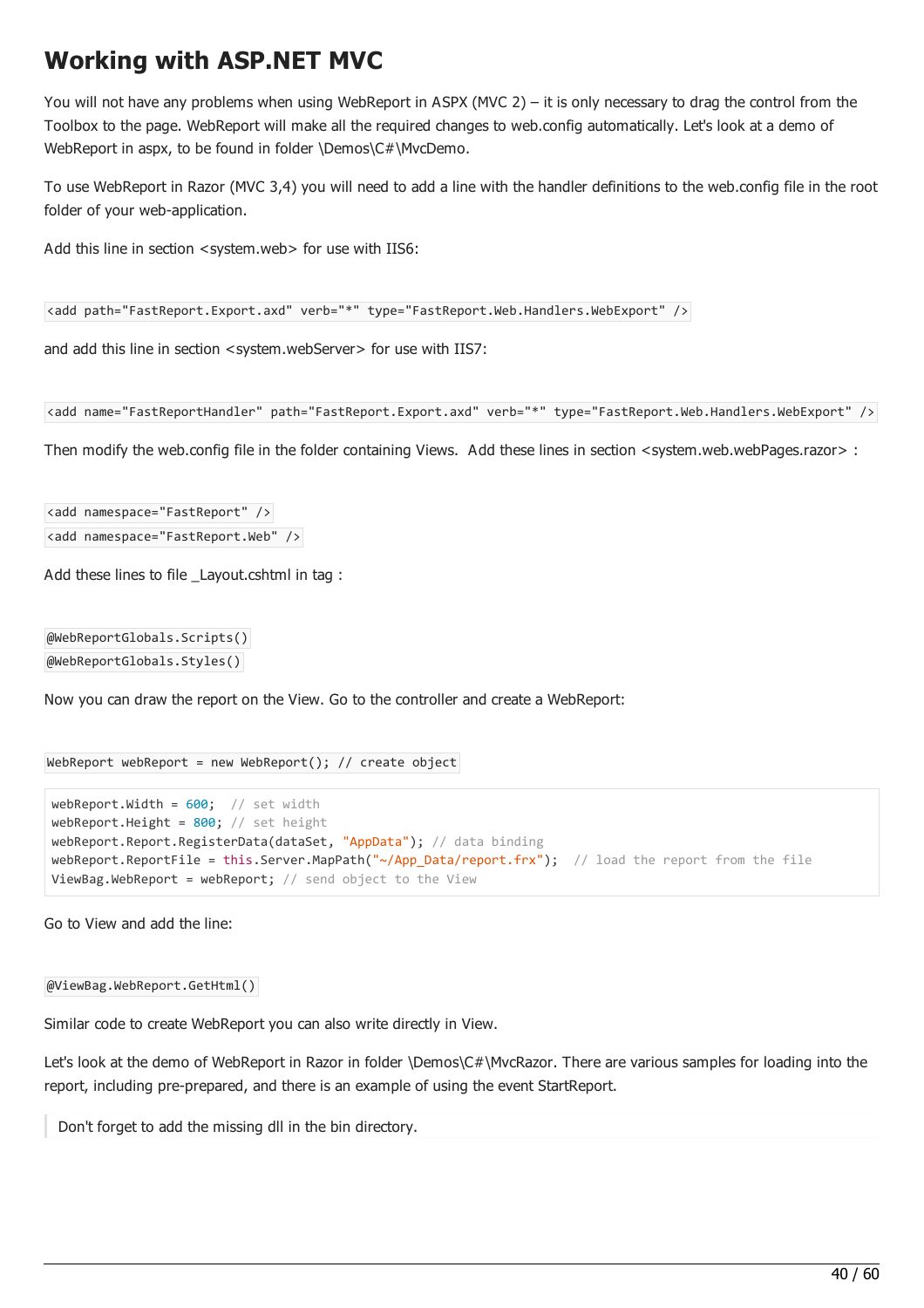# Working with ASP.NET MVC

You will not have any problems when using WebReport in ASPX (MVC 2) – it is only necessary to drag the control from the Toolbox to the page. WebReport will make all the required changes to web.config automatically. Let's look at a demo of WebReport in aspx, to be found in folder \Demos\C#\MvcDemo.

To use WebReport in Razor (MVC 3,4) you will need to add a line with the handler definitions to the web.config file in the root folder of your web-application.

Add this line in section <system.web> for use with IIS6:

```
<add path="FastReport.Export.axd" verb="*" type="FastReport.Web.Handlers.WebExport" />
```

and add this line in section <system.webServer> for use with IIS7:

```
<add name="FastReportHandler" path="FastReport.Export.axd" verb="*" type="FastReport.Web.Handlers.WebExport" />
```

Then modify the web.config file in the folder containing Views. Add these lines in section <system.web.webPages.razor> :

```
<add namespace="FastReport" />
<add namespace="FastReport.Web" />
```

Add these lines to file _Layout.cshtml in tag :

```
@WebReportGlobals.Scripts()
@WebReportGlobals.Styles()
```

Now you can draw the report on the View. Go to the controller and create a WebReport:

```
WebReport webReport = new WebReport(); // create object
```

```
webReport.Width = 600;  // set width
webReport.Height = 800; // set height
webReport.Report.RegisterData(dataSet, "AppData"); // data binding
webReport.ReportFile = this.Server.MapPath("~/App_Data/report.frx");  // load the report from the file
ViewBag.WebReport = webReport; // send object to the View
```

Go to View and add the line:

```
@ViewBag.WebReport.GetHtml()
```

Similar code to create WebReport you can also write directly in View.

Let's look at the demo of WebReport in Razor in folder \Demos\C#\MvcRazor. There are various samples for loading into the report, including pre-prepared, and there is an example of using the event StartReport.

> Don't forget to add the missing dll in the bin directory.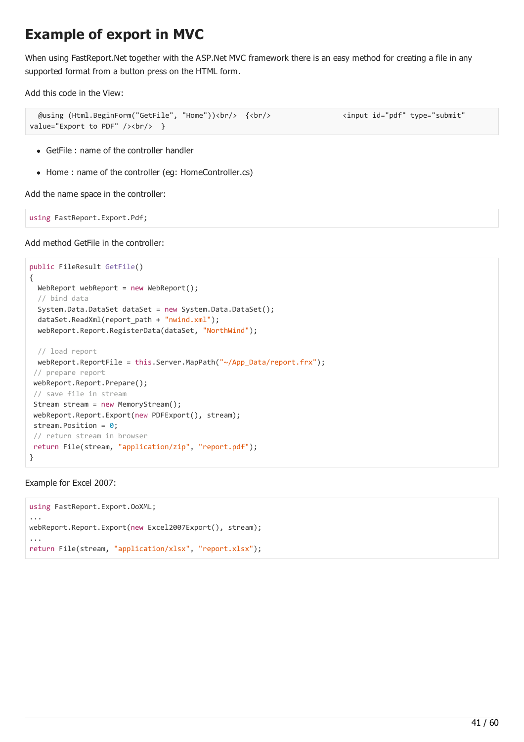# Example of export in MVC

When using FastReport.Net together with the ASP.Net MVC framework there is an easy method for creating a file in any supported format from a button press on the HTML form.

Add this code in the View:

```
  @using (Html.BeginForm("GetFile", "Home"))<br/>  {<br/>                 <input id="pdf" type="submit"
value="Export to PDF" /><br/>  }
```

- GetFile : name of the controller handler
- Home : name of the controller (eg: HomeController.cs)

Add the name space in the controller:

```
using FastReport.Export.Pdf;
```

Add method GetFile in the controller:

```
public FileResult GetFile()
{
  WebReport webReport = new WebReport();
  // bind data
  System.Data.DataSet dataSet = new System.Data.DataSet();
  dataSet.ReadXml(report_path + "nwind.xml");
  webReport.Report.RegisterData(dataSet, "NorthWind");

  // load report
  webReport.ReportFile = this.Server.MapPath("~/App_Data/report.frx");
 // prepare report
 webReport.Report.Prepare();
 // save file in stream
 Stream stream = new MemoryStream();
 webReport.Report.Export(new PDFExport(), stream);
 stream.Position = 0;
 // return stream in browser
 return File(stream, "application/zip", "report.pdf");
}
```

Example for Excel 2007:

```
using FastReport.Export.OoXML;
...
webReport.Report.Export(new Excel2007Export(), stream);
...
return File(stream, "application/xlsx", "report.xlsx");
```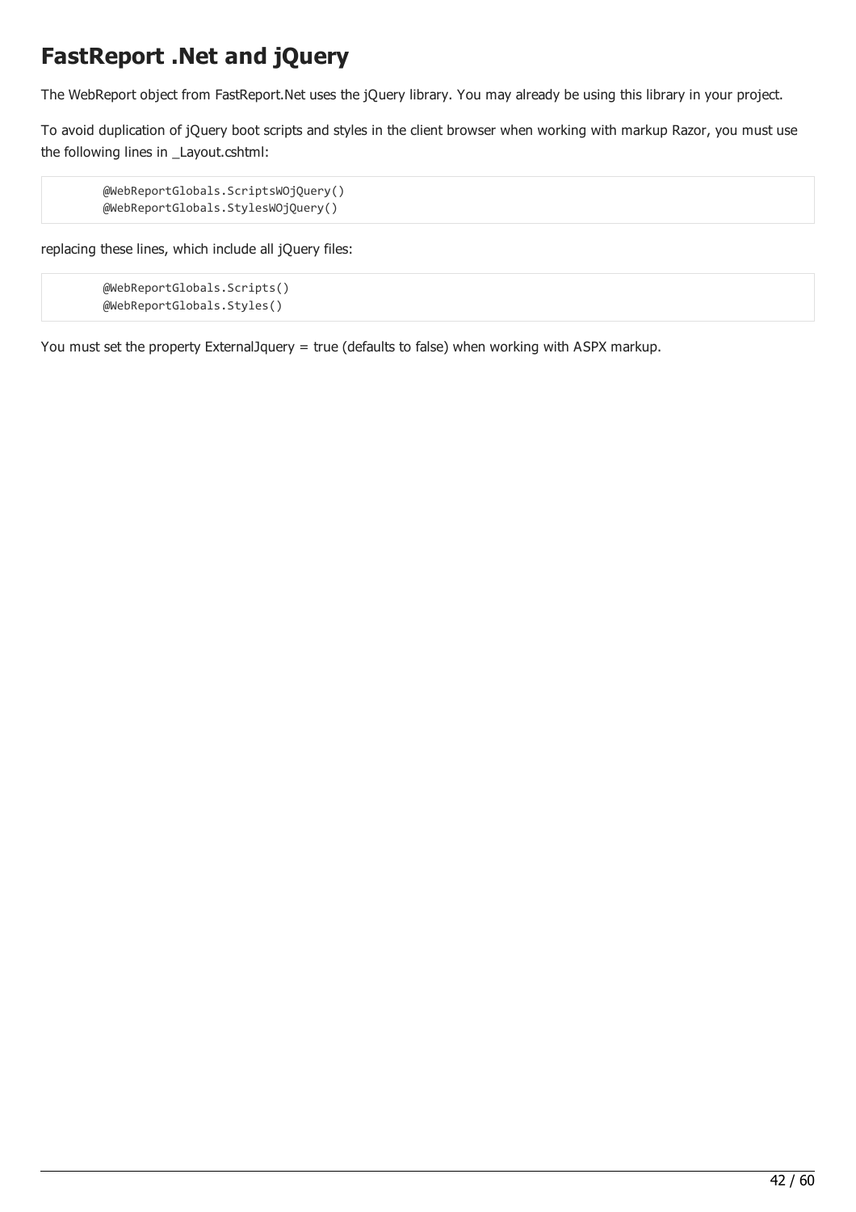# FastReport .Net and jQuery

The WebReport object from FastReport.Net uses the jQuery library. You may already be using this library in your project.

To avoid duplication of jQuery boot scripts and styles in the client browser when working with markup Razor, you must use the following lines in _Layout.cshtml:

```
@WebReportGlobals.ScriptsWOjQuery()
@WebReportGlobals.StylesWOjQuery()
```

replacing these lines, which include all jQuery files:

```
@WebReportGlobals.Scripts()
@WebReportGlobals.Styles()
```

You must set the property ExternalJquery = true (defaults to false) when working with ASPX markup.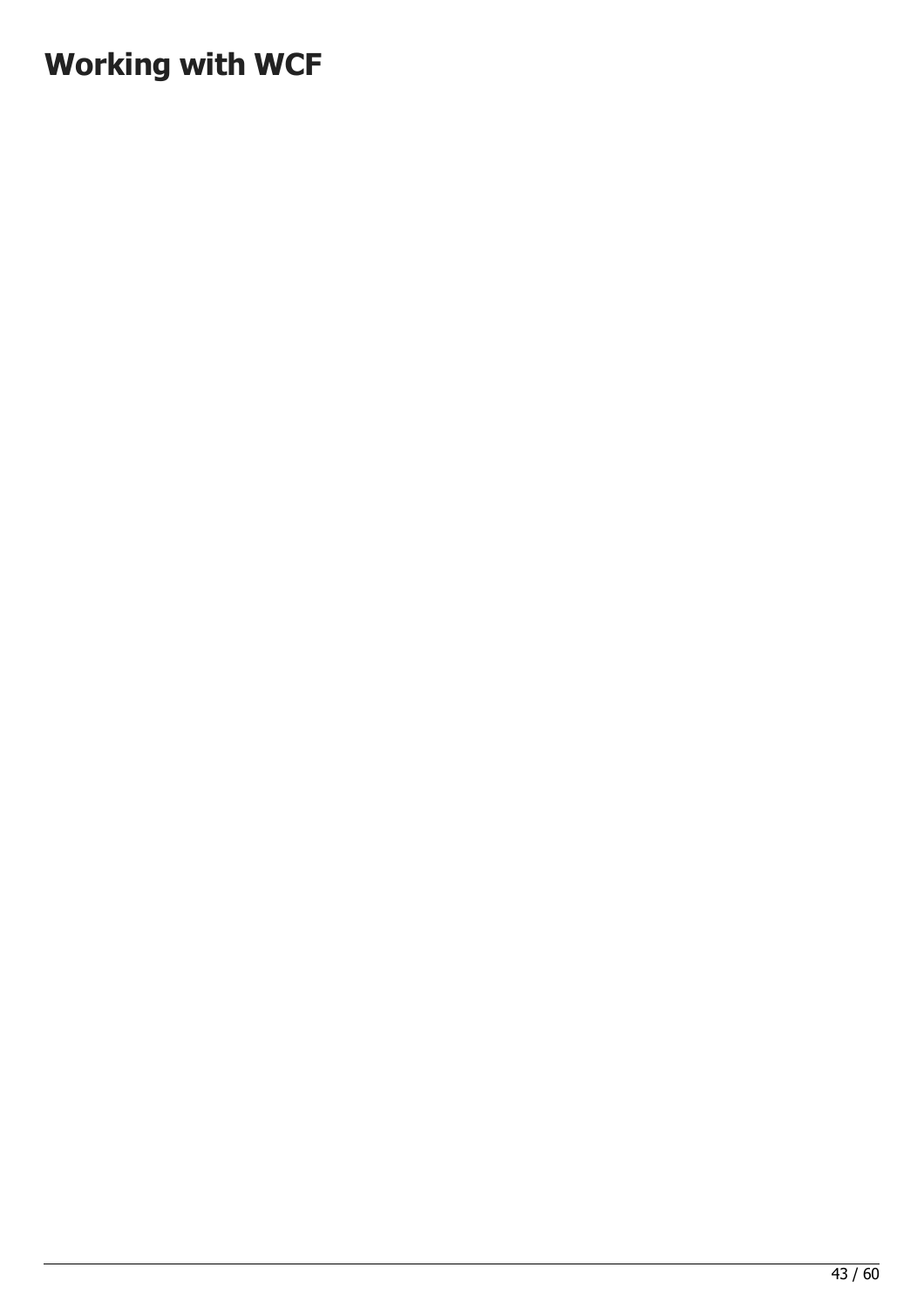# Working with WCF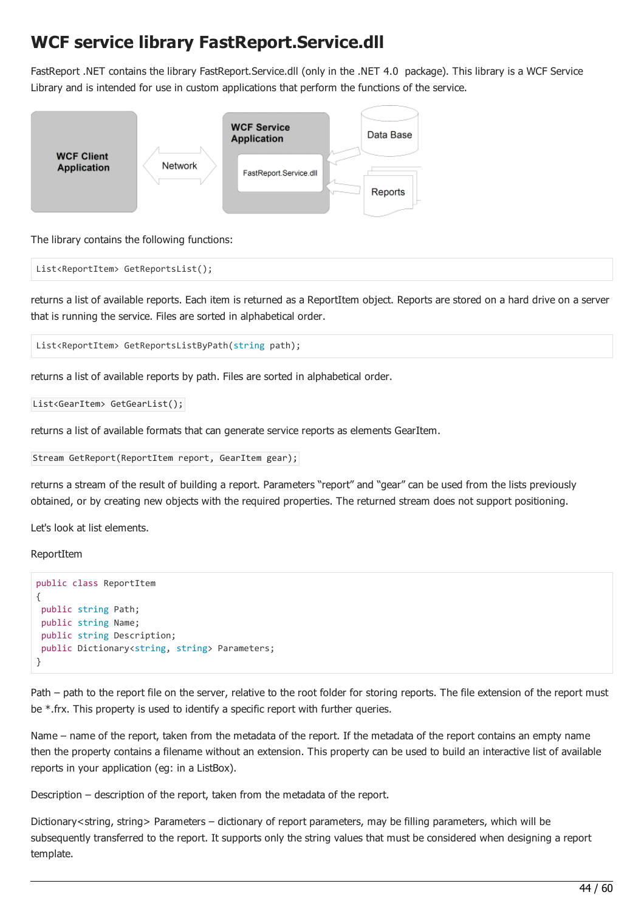# WCF service library FastReport.Service.dll

FastReport .NET contains the library FastReport.Service.dll (only in the .NET 4.0 package). This library is a WCF Service Library and is intended for use in custom applications that perform the functions of the service.

The library contains the following functions:

```
List<ReportItem> GetReportsList();
```

returns a list of available reports. Each item is returned as a ReportItem object. Reports are stored on a hard drive on a server that is running the service. Files are sorted in alphabetical order.

```
List<ReportItem> GetReportsListByPath(string path);
```

returns a list of available reports by path. Files are sorted in alphabetical order.

```
List<GearItem> GetGearList();
```

returns a list of available formats that can generate service reports as elements GearItem.

```
Stream GetReport(ReportItem report, GearItem gear);
```

returns a stream of the result of building a report. Parameters "report" and "gear" can be used from the lists previously obtained, or by creating new objects with the required properties. The returned stream does not support positioning.

Let's look at list elements.

ReportItem

```
public class ReportItem
{
 public string Path;
 public string Name;
 public string Description;
 public Dictionary<string, string> Parameters;
}
```

Path – path to the report file on the server, relative to the root folder for storing reports. The file extension of the report must be *.frx. This property is used to identify a specific report with further queries.

Name – name of the report, taken from the metadata of the report. If the metadata of the report contains an empty name then the property contains a filename without an extension. This property can be used to build an interactive list of available reports in your application (eg: in a ListBox).

Description – description of the report, taken from the metadata of the report.

Dictionary<string, string> Parameters – dictionary of report parameters, may be filling parameters, which will be subsequently transferred to the report. It supports only the string values that must be considered when designing a report template.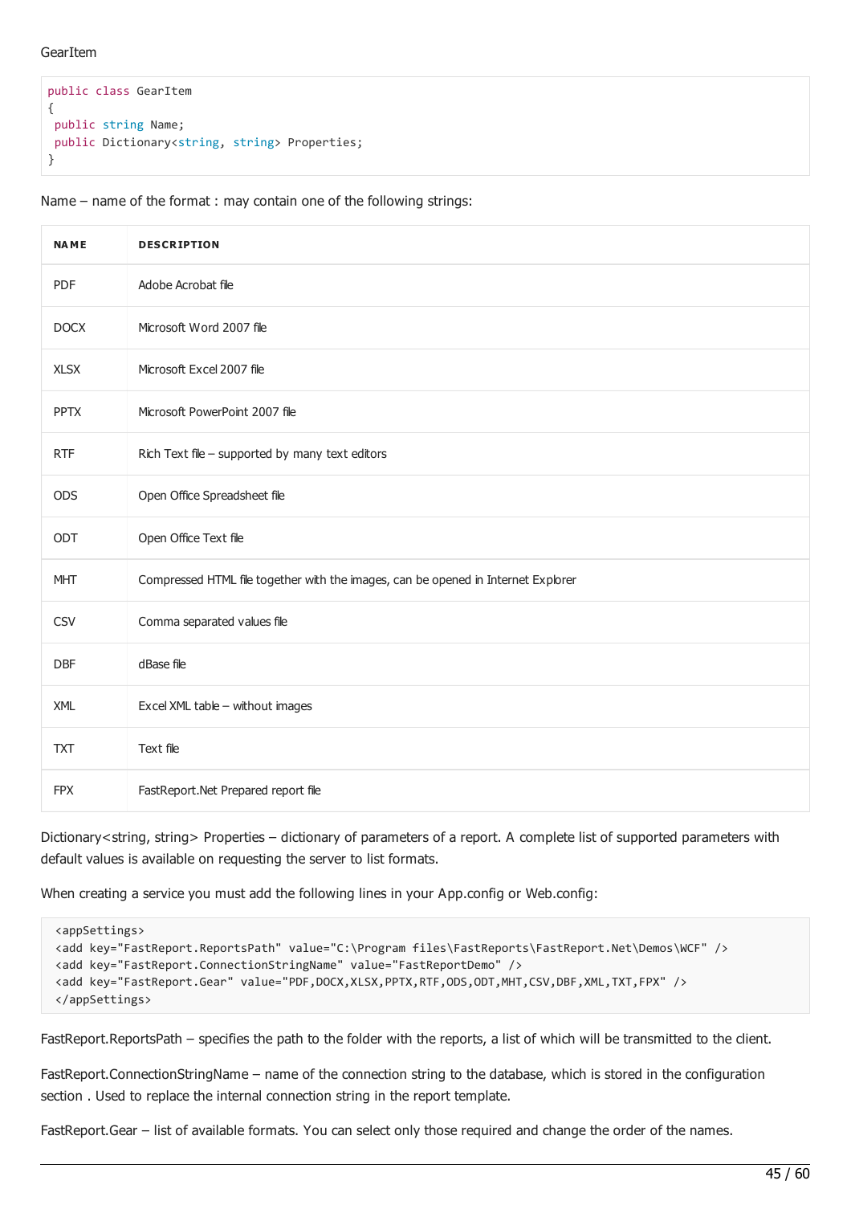GearItem

```
public class GearItem
{
 public string Name;
 public Dictionary<string, string> Properties;
}
```

Name – name of the format : may contain one of the following strings:

| NAME | DESCRIPTION |
|---|---|
| PDF | Adobe Acrobat file |
| DOCX | Microsoft Word 2007 file |
| XLSX | Microsoft Excel 2007 file |
| PPTX | Microsoft PowerPoint 2007 file |
| RTF | Rich Text file – supported by many text editors |
| ODS | Open Office Spreadsheet file |
| ODT | Open Office Text file |
| MHT | Compressed HTML file together with the images, can be opened in Internet Explorer |
| CSV | Comma separated values file |
| DBF | dBase file |
| XML | Excel XML table – without images |
| TXT | Text file |
| FPX | FastReport.Net Prepared report file |

Dictionary<string, string> Properties – dictionary of parameters of a report. A complete list of supported parameters with default values is available on requesting the server to list formats.

When creating a service you must add the following lines in your App.config or Web.config:

```
<appSettings>
<add key="FastReport.ReportsPath" value="C:\Program files\FastReports\FastReport.Net\Demos\WCF" />
<add key="FastReport.ConnectionStringName" value="FastReportDemo" />
<add key="FastReport.Gear" value="PDF,DOCX,XLSX,PPTX,RTF,ODS,ODT,MHT,CSV,DBF,XML,TXT,FPX" />
</appSettings>
```

FastReport.ReportsPath – specifies the path to the folder with the reports, a list of which will be transmitted to the client.

FastReport.ConnectionStringName – name of the connection string to the database, which is stored in the configuration section . Used to replace the internal connection string in the report template.

FastReport.Gear – list of available formats. You can select only those required and change the order of the names.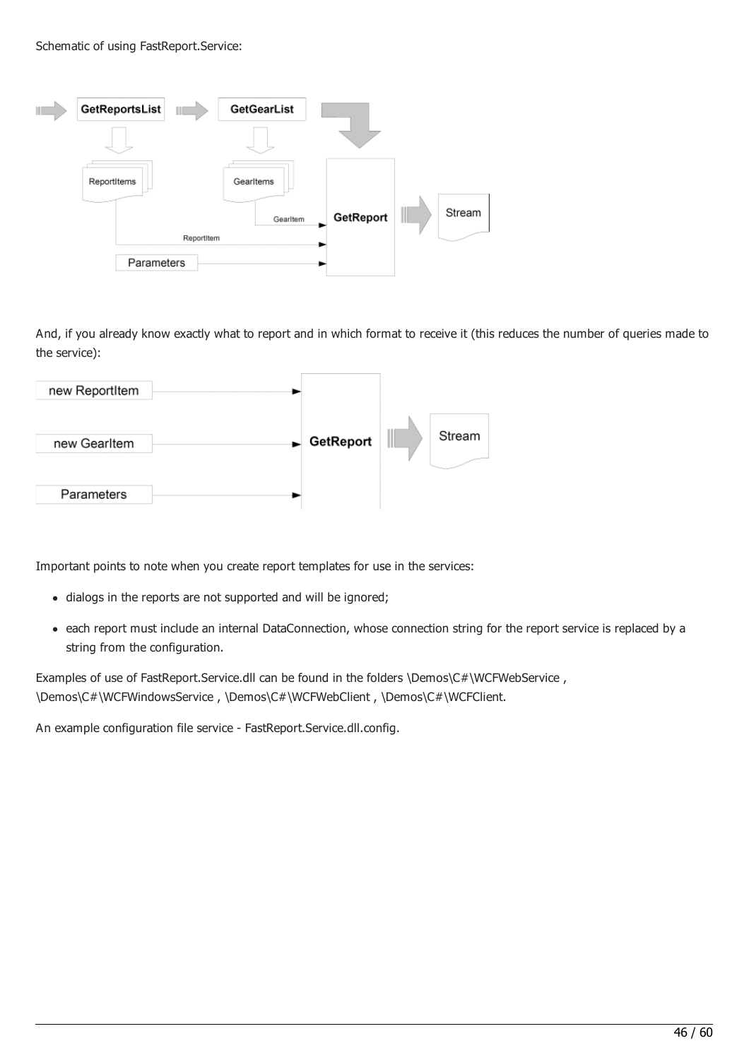Schematic of using FastReport.Service:

And, if you already know exactly what to report and in which format to receive it (this reduces the number of queries made to the service):

Important points to note when you create report templates for use in the services:

- dialogs in the reports are not supported and will be ignored;
- each report must include an internal DataConnection, whose connection string for the report service is replaced by a string from the configuration.

Examples of use of FastReport.Service.dll can be found in the folders \Demos\C#\WCFWebService , \Demos\C#\WCFWindowsService , \Demos\C#\WCFWebClient , \Demos\C#\WCFClient.

An example configuration file service - FastReport.Service.dll.config.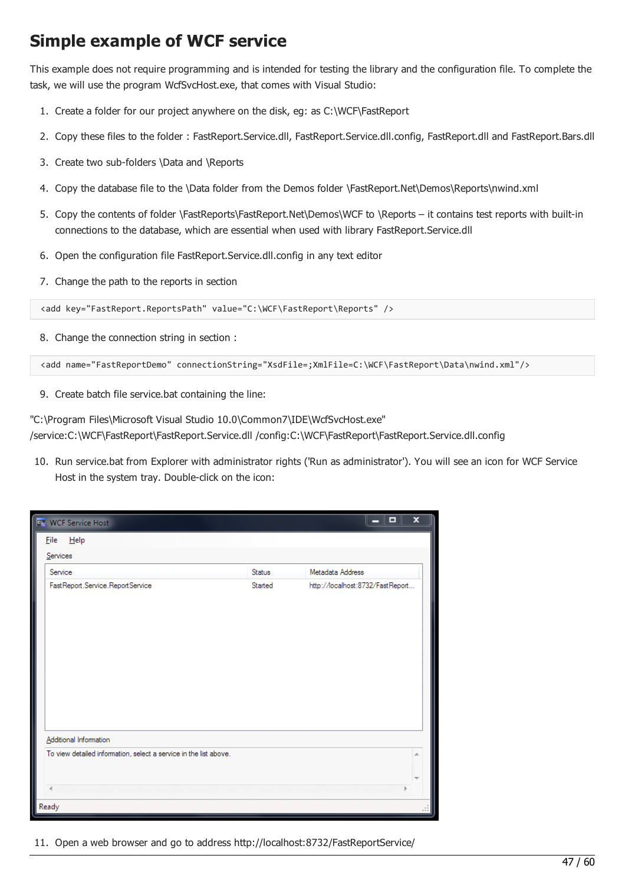# Simple example of WCF service

This example does not require programming and is intended for testing the library and the configuration file. To complete the task, we will use the program WcfSvcHost.exe, that comes with Visual Studio:

1. Create a folder for our project anywhere on the disk, eg: as C:\WCF\FastReport
2. Copy these files to the folder : FastReport.Service.dll, FastReport.Service.dll.config, FastReport.dll and FastReport.Bars.dll
3. Create two sub-folders \Data and \Reports
4. Copy the database file to the \Data folder from the Demos folder \FastReport.Net\Demos\Reports\nwind.xml
5. Copy the contents of folder \FastReports\FastReport.Net\Demos\WCF to \Reports – it contains test reports with built-in connections to the database, which are essential when used with library FastReport.Service.dll
6. Open the configuration file FastReport.Service.dll.config in any text editor
7. Change the path to the reports in section

```
<add key="FastReport.ReportsPath" value="C:\WCF\FastReport\Reports" />
```

8. Change the connection string in section :

```
<add name="FastReportDemo" connectionString="XsdFile=;XmlFile=C:\WCF\FastReport\Data\nwind.xml"/>
```

9. Create batch file service.bat containing the line:

"C:\Program Files\Microsoft Visual Studio 10.0\Common7\IDE\WcfSvcHost.exe" /service:C:\WCF\FastReport\FastReport.Service.dll /config:C:\WCF\FastReport\FastReport.Service.dll.config

10. Run service.bat from Explorer with administrator rights ('Run as administrator'). You will see an icon for WCF Service Host in the system tray. Double-click on the icon:

11. Open a web browser and go to address http://localhost:8732/FastReportService/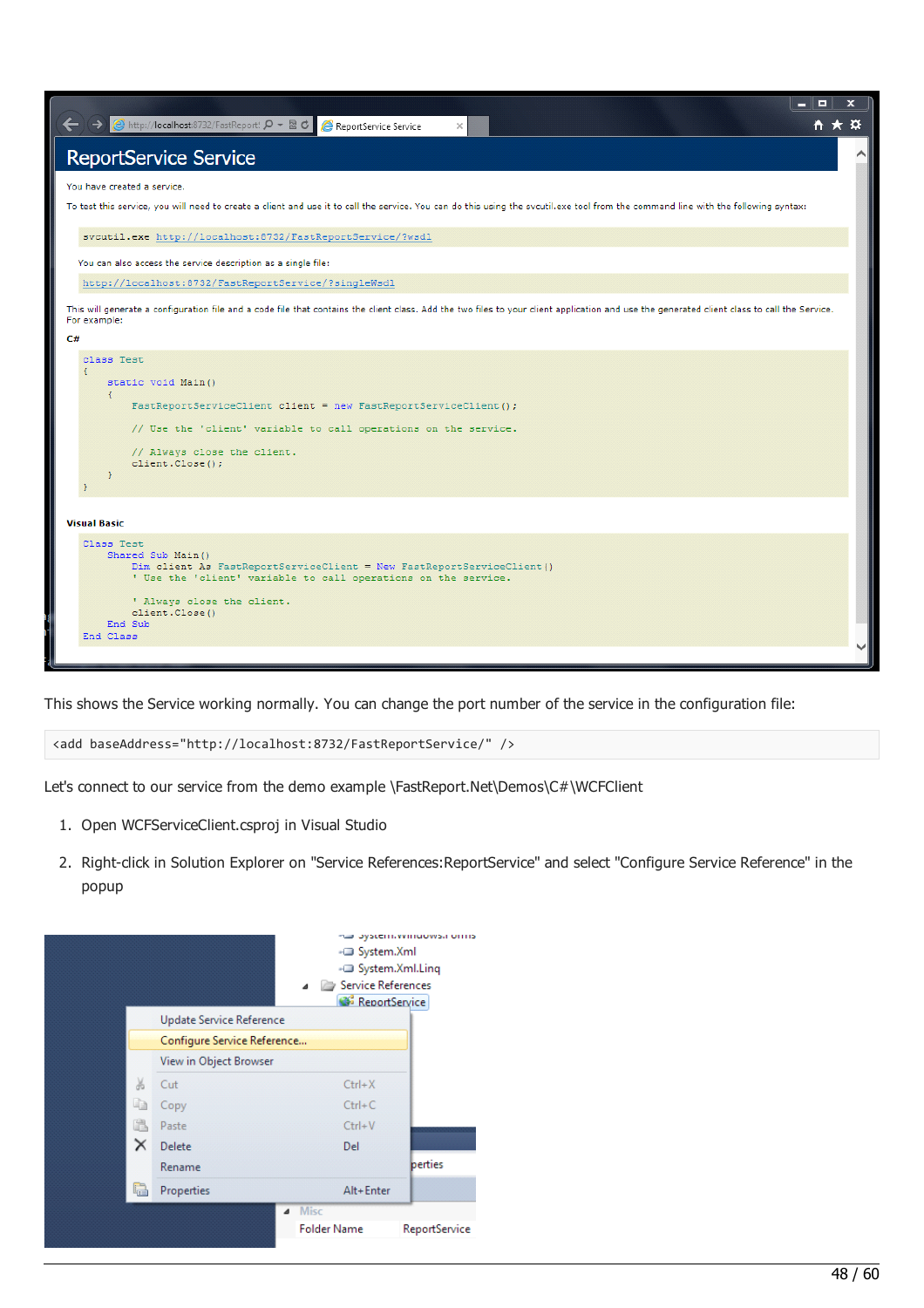This shows the Service working normally. You can change the port number of the service in the configuration file:

```
<add baseAddress="http://localhost:8732/FastReportService/" />
```

Let's connect to our service from the demo example \FastReport.Net\Demos\C#\WCFClient

1. Open WCFServiceClient.csproj in Visual Studio
2. Right-click in Solution Explorer on "Service References:ReportService" and select "Configure Service Reference" in the popup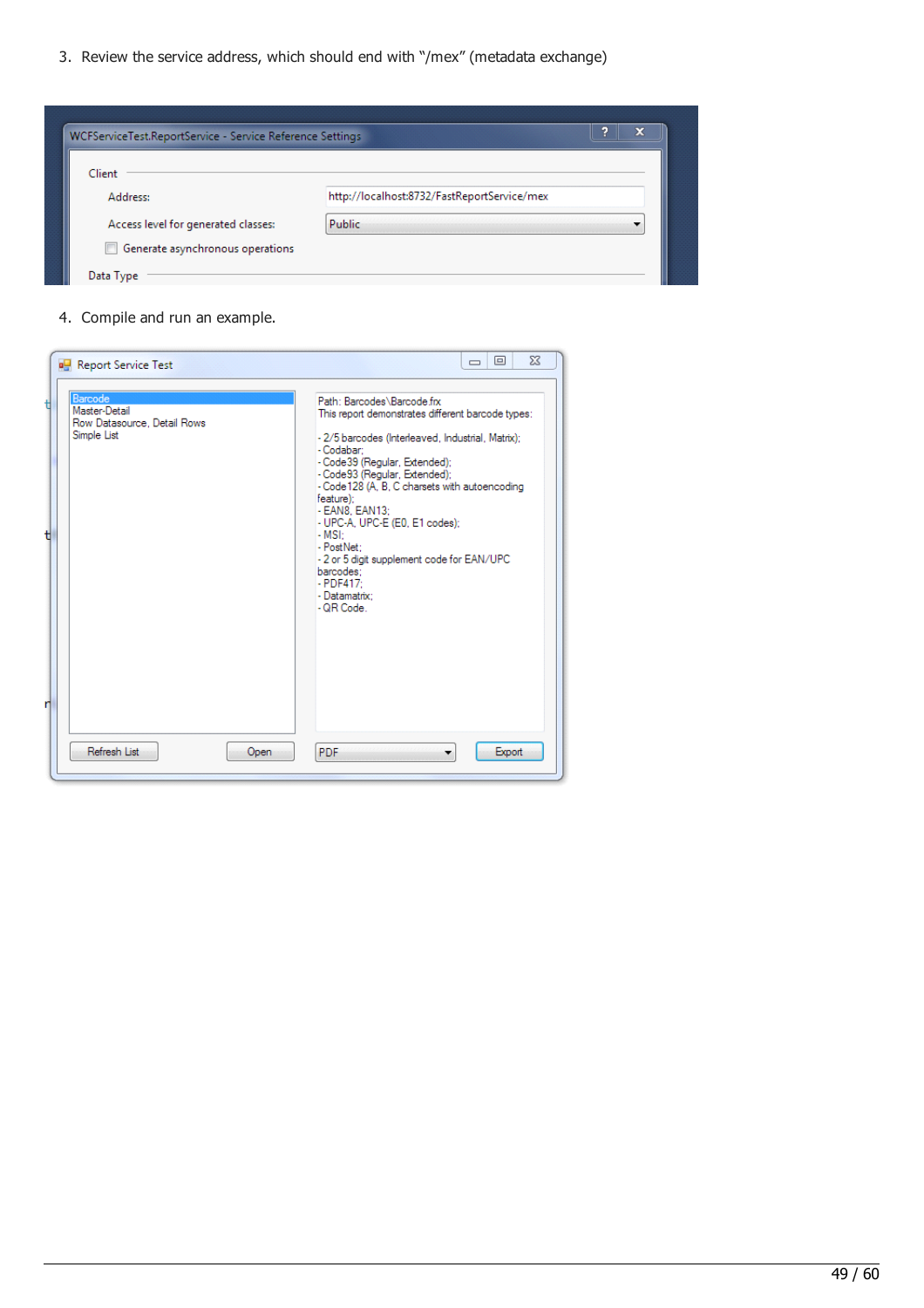3. Review the service address, which should end with “/mex” (metadata exchange)

4. Compile and run an example.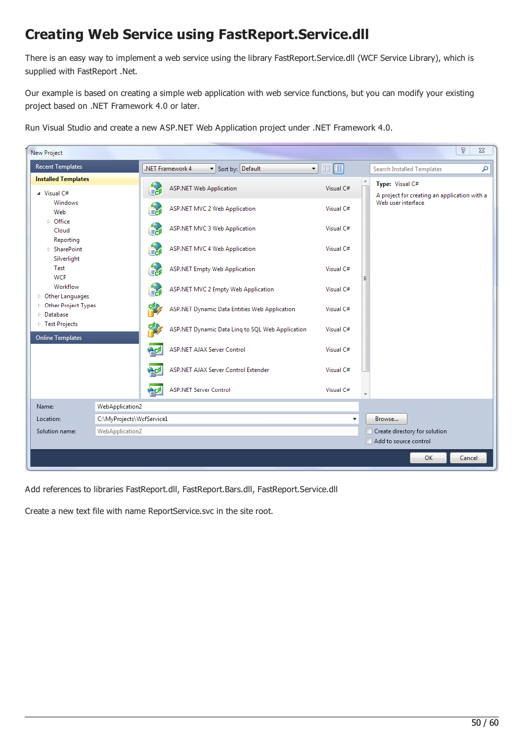# Creating Web Service using FastReport.Service.dll

There is an easy way to implement a web service using the library FastReport.Service.dll (WCF Service Library), which is supplied with FastReport .Net.

Our example is based on creating a simple web application with web service functions, but you can modify your existing project based on .NET Framework 4.0 or later.

Run Visual Studio and create a new ASP.NET Web Application project under .NET Framework 4.0.

Add references to libraries FastReport.dll, FastReport.Bars.dll, FastReport.Service.dll

Create a new text file with name ReportService.svc in the site root.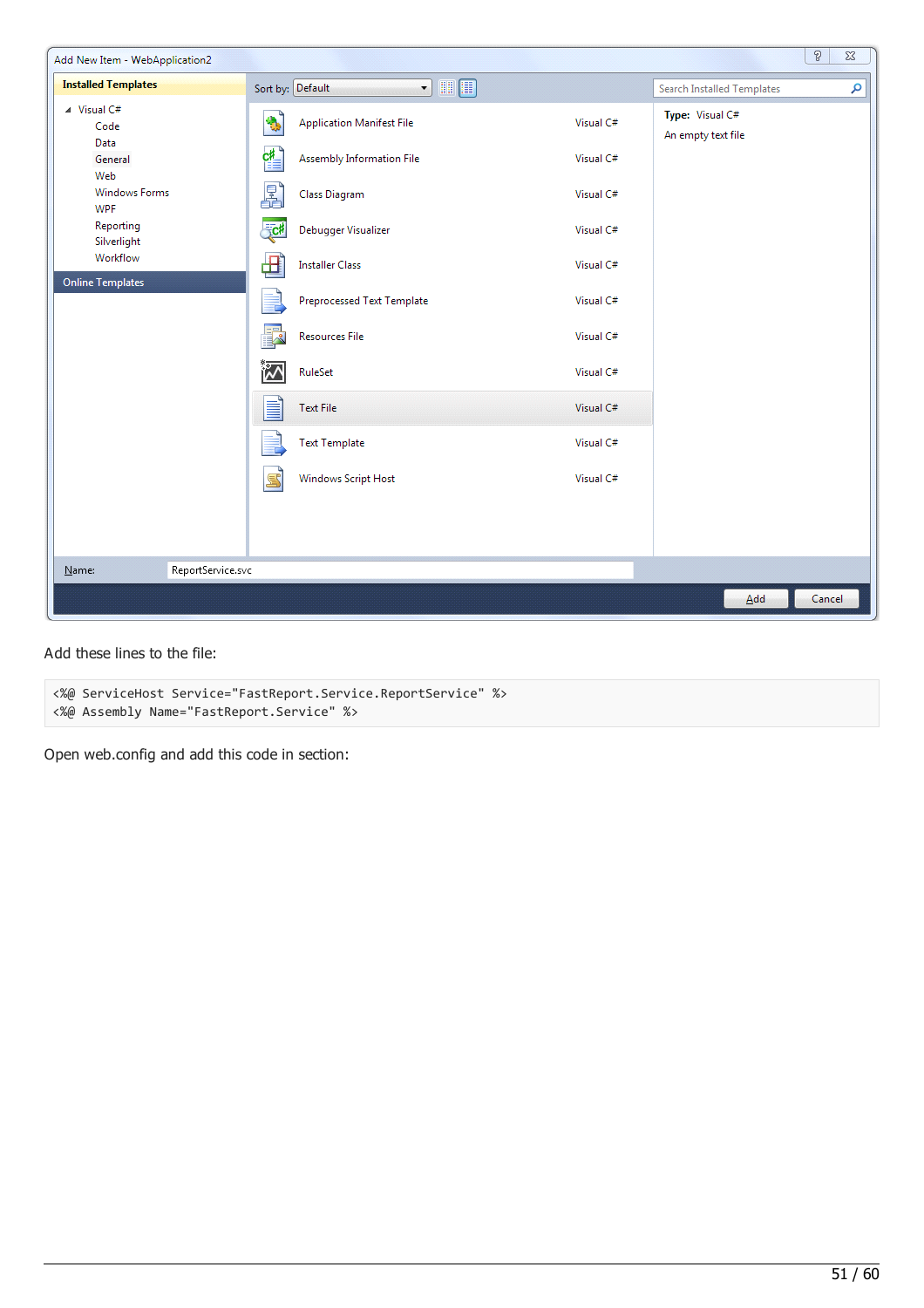Add these lines to the file:

```
<%@ ServiceHost Service="FastReport.Service.ReportService" %>
<%@ Assembly Name="FastReport.Service" %>
```

Open web.config and add this code in section: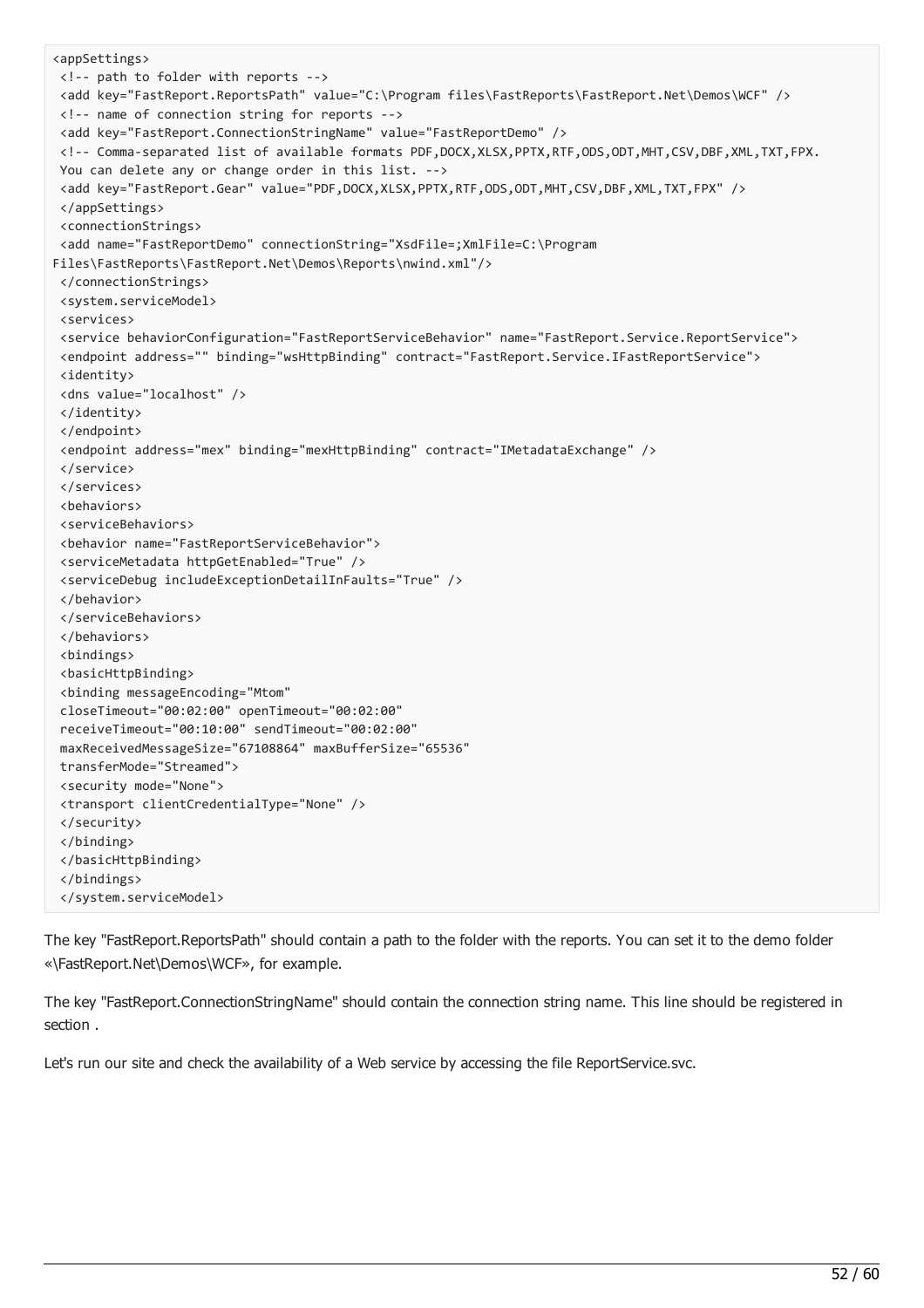```
<appSettings>
 <!-- path to folder with reports -->
 <add key="FastReport.ReportsPath" value="C:\Program files\FastReports\FastReport.Net\Demos\WCF" />
 <!-- name of connection string for reports -->
 <add key="FastReport.ConnectionStringName" value="FastReportDemo" />
 <!-- Comma-separated list of available formats PDF,DOCX,XLSX,PPTX,RTF,ODS,ODT,MHT,CSV,DBF,XML,TXT,FPX.
 You can delete any or change order in this list. -->
 <add key="FastReport.Gear" value="PDF,DOCX,XLSX,PPTX,RTF,ODS,ODT,MHT,CSV,DBF,XML,TXT,FPX" />
 </appSettings>
 <connectionStrings>
 <add name="FastReportDemo" connectionString="XsdFile=;XmlFile=C:\Program
Files\FastReports\FastReport.Net\Demos\Reports\nwind.xml"/>
 </connectionStrings>
 <system.serviceModel>
 <services>
 <service behaviorConfiguration="FastReportServiceBehavior" name="FastReport.Service.ReportService">
 <endpoint address="" binding="wsHttpBinding" contract="FastReport.Service.IFastReportService">
 <identity>
 <dns value="localhost" />
 </identity>
 </endpoint>
 <endpoint address="mex" binding="mexHttpBinding" contract="IMetadataExchange" />
 </service>
 </services>
 <behaviors>
 <serviceBehaviors>
 <behavior name="FastReportServiceBehavior">
 <serviceMetadata httpGetEnabled="True" />
 <serviceDebug includeExceptionDetailInFaults="True" />
 </behavior>
 </serviceBehaviors>
 </behaviors>
 <bindings>
 <basicHttpBinding>
 <binding messageEncoding="Mtom"
 closeTimeout="00:02:00" openTimeout="00:02:00"
 receiveTimeout="00:10:00" sendTimeout="00:02:00"
 maxReceivedMessageSize="67108864" maxBufferSize="65536"
 transferMode="Streamed">
 <security mode="None">
 <transport clientCredentialType="None" />
 </security>
 </binding>
 </basicHttpBinding>
 </bindings>
 </system.serviceModel>
```

The key "FastReport.ReportsPath" should contain a path to the folder with the reports. You can set it to the demo folder «\FastReport.Net\Demos\WCF», for example.

The key "FastReport.ConnectionStringName" should contain the connection string name. This line should be registered in section .

Let's run our site and check the availability of a Web service by accessing the file ReportService.svc.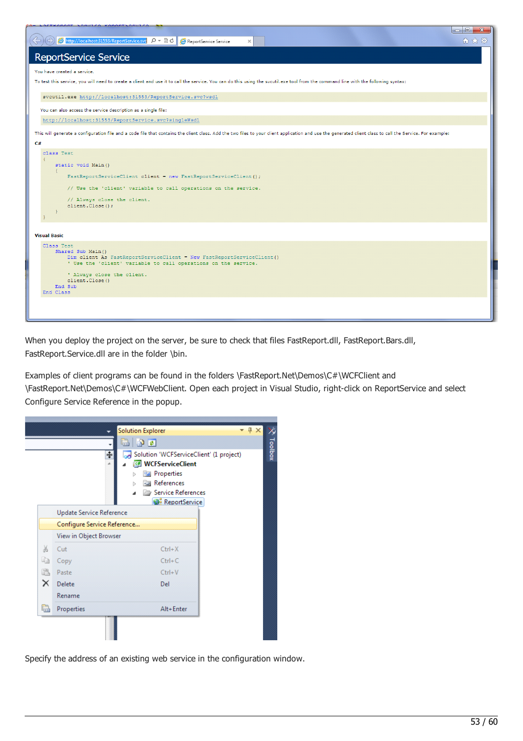When you deploy the project on the server, be sure to check that files FastReport.dll, FastReport.Bars.dll, FastReport.Service.dll are in the folder \bin.

Examples of client programs can be found in the folders \FastReport.Net\Demos\C#\WCFClient and \FastReport.Net\Demos\C#\WCFWebClient. Open each project in Visual Studio, right-click on ReportService and select Configure Service Reference in the popup.

Specify the address of an existing web service in the configuration window.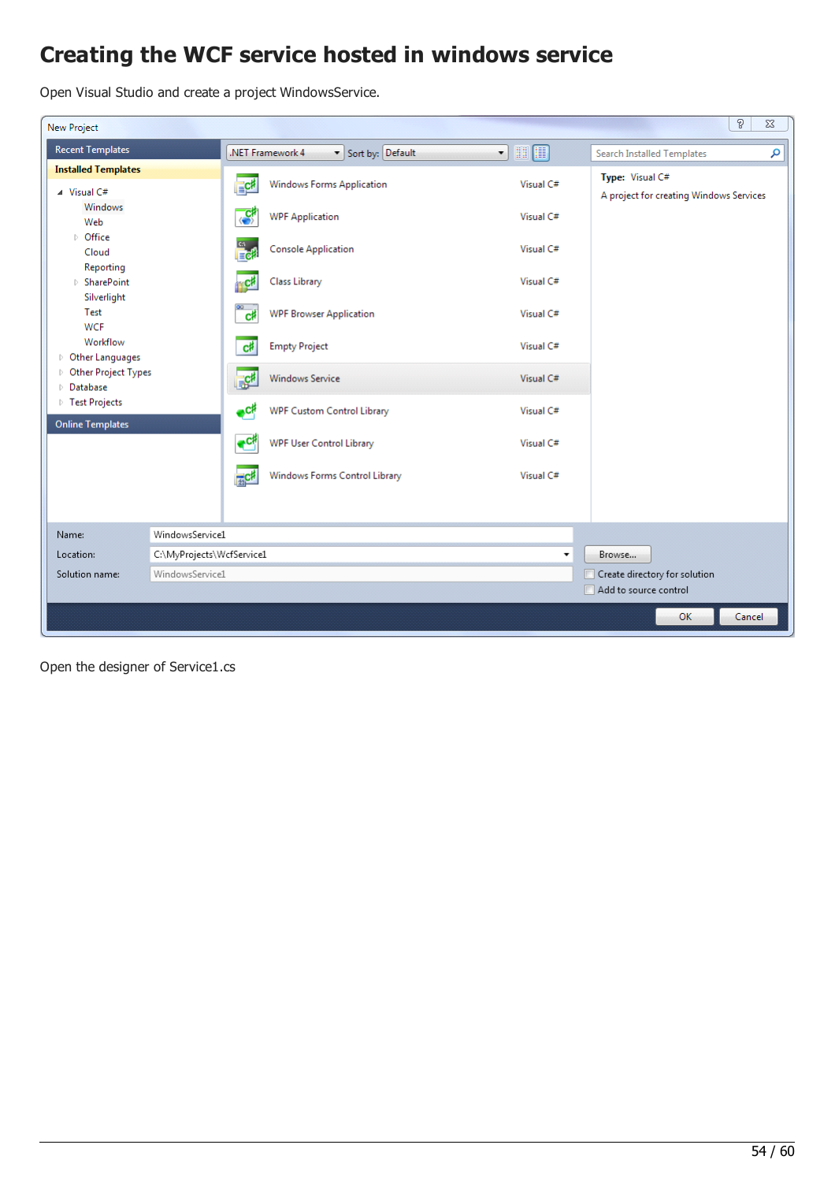# Creating the WCF service hosted in windows service

Open Visual Studio and create a project WindowsService.

Open the designer of Service1.cs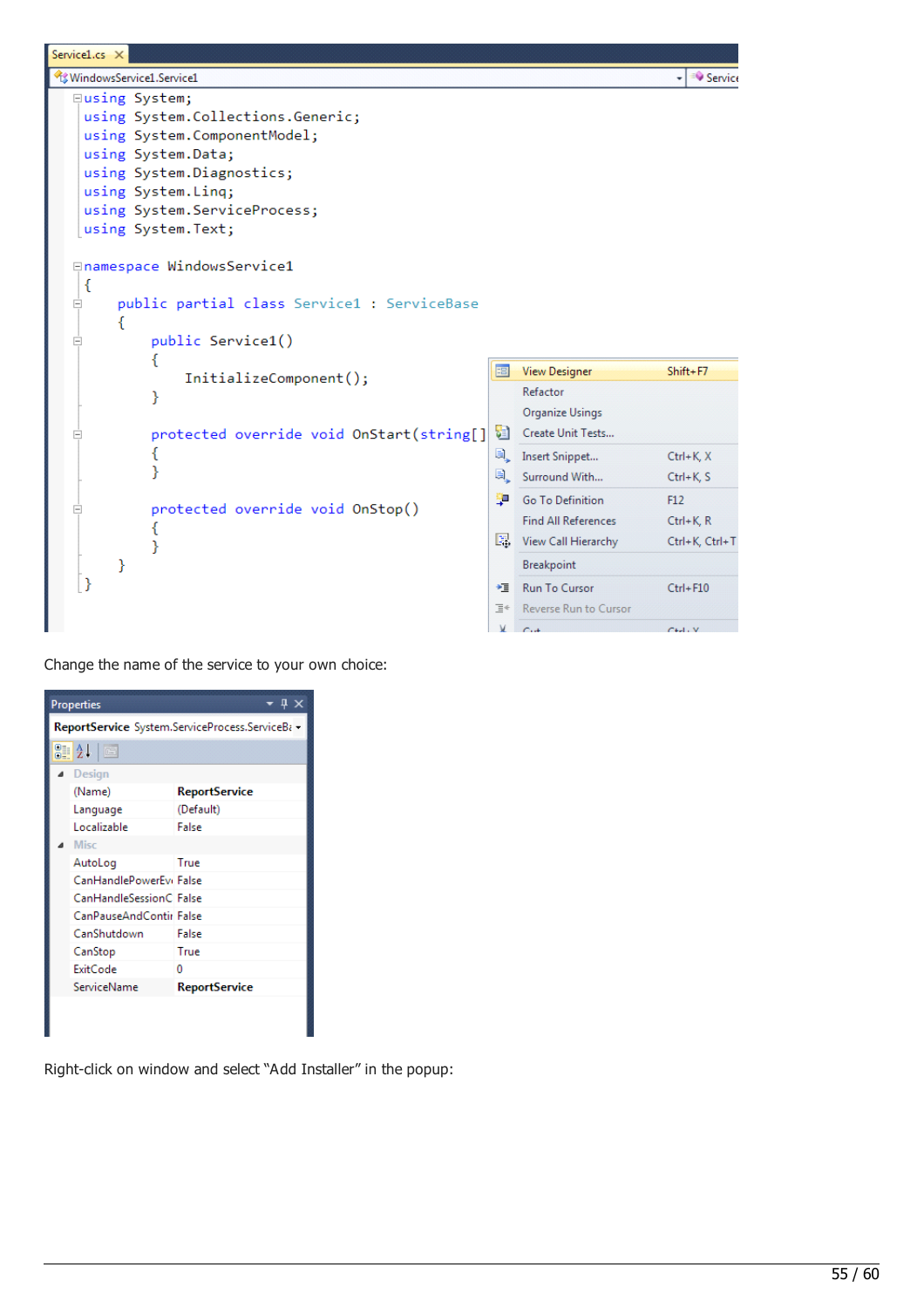```csharp
using System;
using System.Collections.Generic;
using System.ComponentModel;
using System.Data;
using System.Diagnostics;
using System.Linq;
using System.ServiceProcess;
using System.Text;

namespace WindowsService1
{
    public partial class Service1 : ServiceBase
    {
        public Service1()
        {
            InitializeComponent();
        }

        protected override void OnStart(string[]
        {
        }

        protected override void OnStop()
        {
        }
    }
}
```

Change the name of the service to your own choice:

| Property | Value |
|---|---|
| **Design** | |
| (Name) | **ReportService** |
| Language | (Default) |
| Localizable | False |
| **Misc** | |
| AutoLog | True |
| CanHandlePowerEv | False |
| CanHandleSessionC | False |
| CanPauseAndContir | False |
| CanShutdown | False |
| CanStop | True |
| ExitCode | 0 |
| ServiceName | **ReportService** |

Right-click on window and select “Add Installer” in the popup: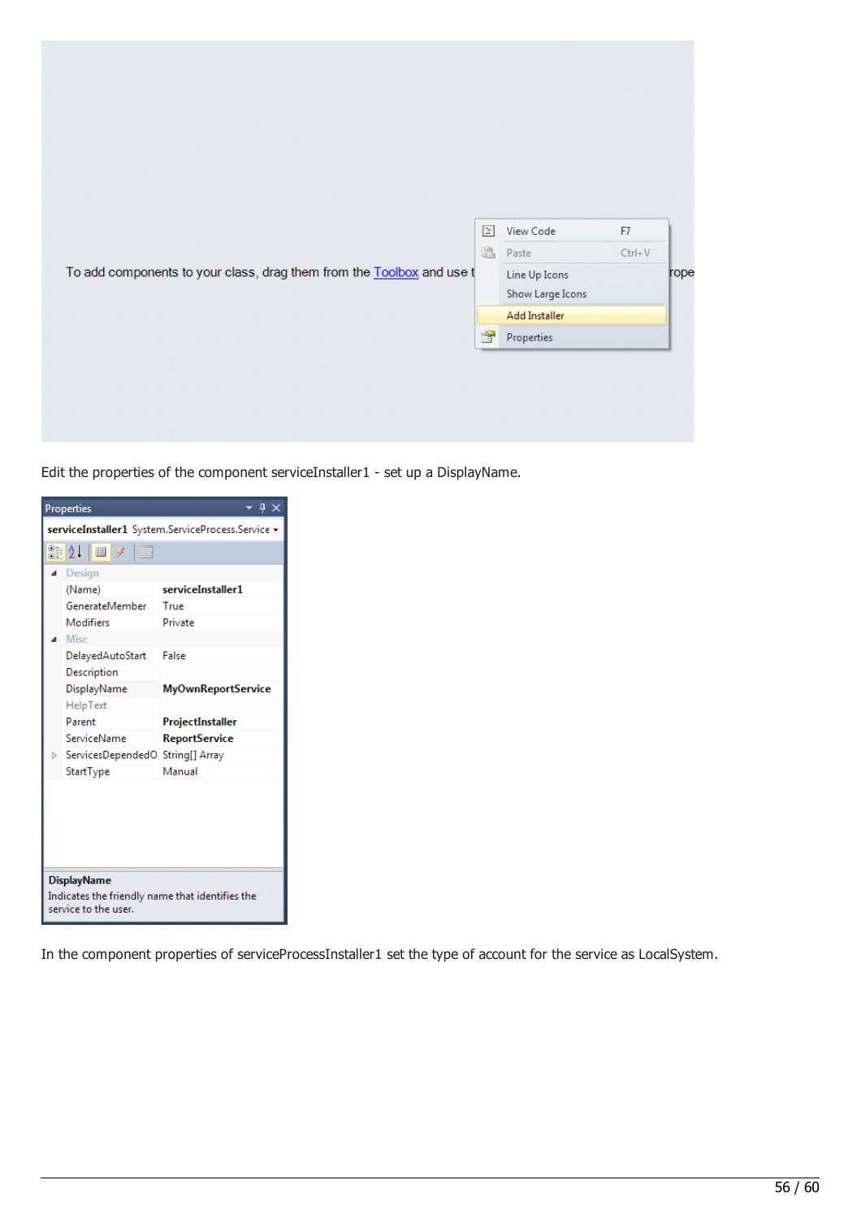Edit the properties of the component serviceInstaller1 - set up a DisplayName.

In the component properties of serviceProcessInstaller1 set the type of account for the service as LocalSystem.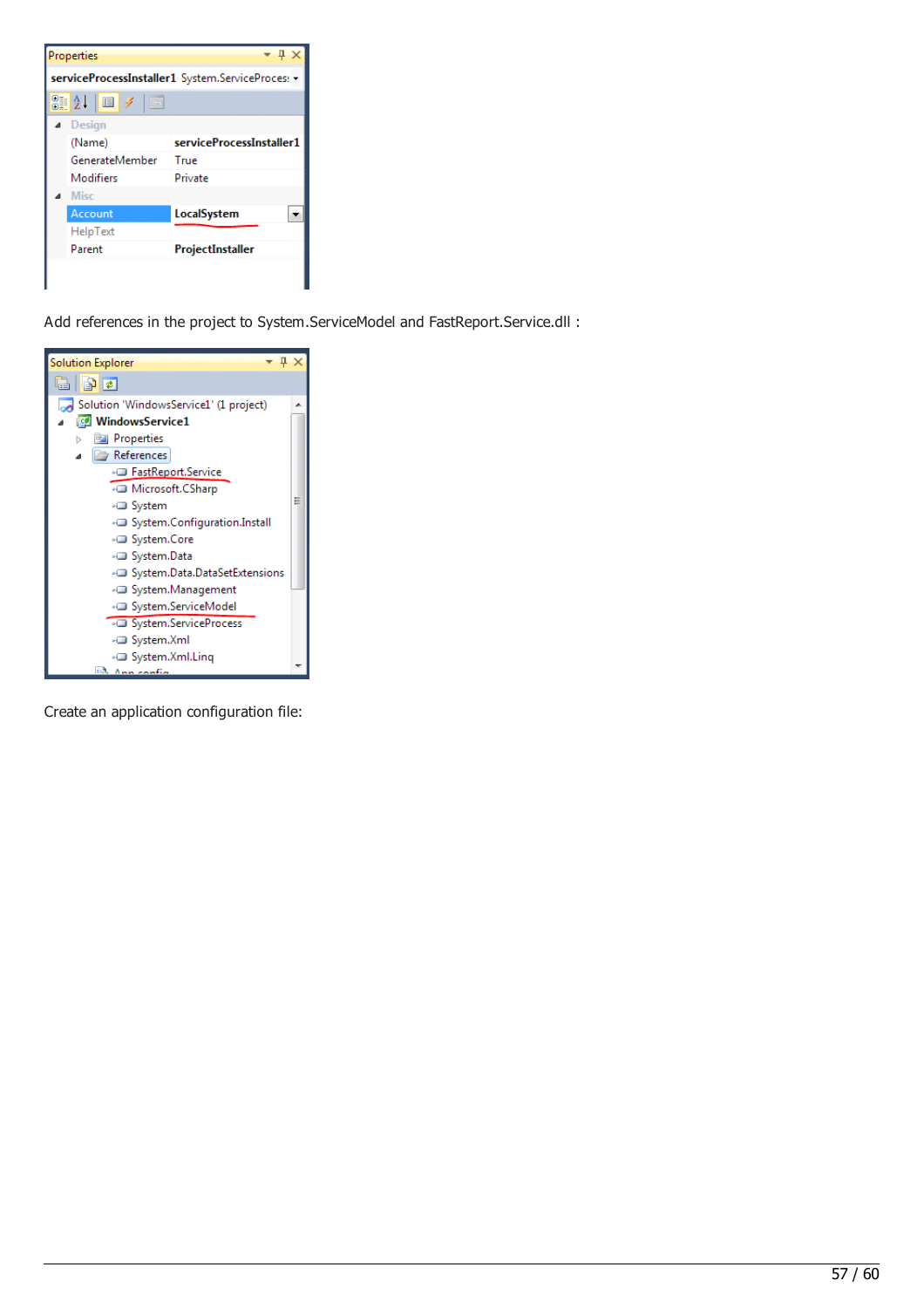Add references in the project to System.ServiceModel and FastReport.Service.dll :

Create an application configuration file: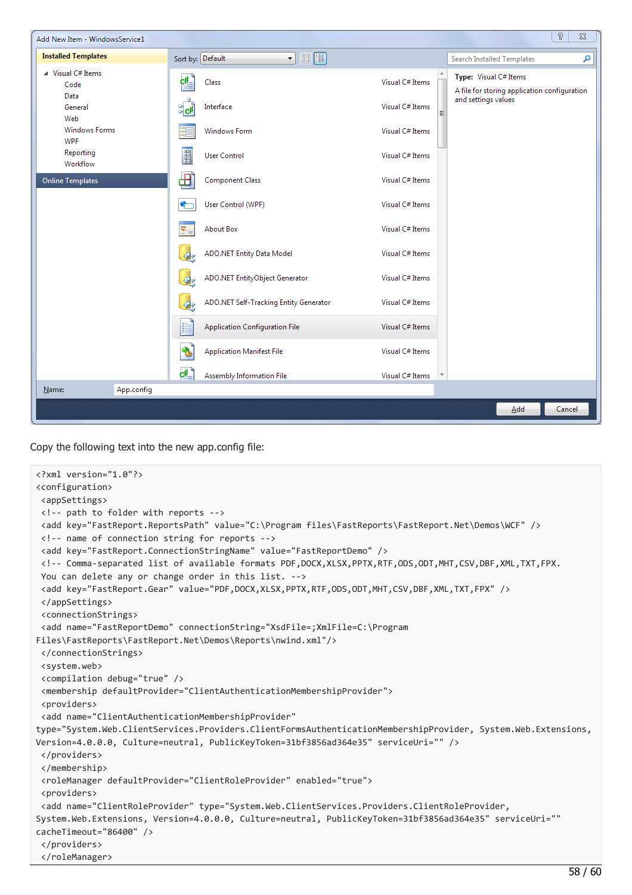Copy the following text into the new app.config file:

```
<?xml version="1.0"?>
<configuration>
 <appSettings>
 <!-- path to folder with reports -->
 <add key="FastReport.ReportsPath" value="C:\Program files\FastReports\FastReport.Net\Demos\WCF" />
 <!-- name of connection string for reports -->
 <add key="FastReport.ConnectionStringName" value="FastReportDemo" />
 <!-- Comma-separated list of available formats PDF,DOCX,XLSX,PPTX,RTF,ODS,ODT,MHT,CSV,DBF,XML,TXT,FPX.
 You can delete any or change order in this list. -->
 <add key="FastReport.Gear" value="PDF,DOCX,XLSX,PPTX,RTF,ODS,ODT,MHT,CSV,DBF,XML,TXT,FPX" />
 </appSettings>
 <connectionStrings>
 <add name="FastReportDemo" connectionString="XsdFile=;XmlFile=C:\Program
Files\FastReports\FastReport.Net\Demos\Reports\nwind.xml"/>
 </connectionStrings>
 <system.web>
 <compilation debug="true" />
 <membership defaultProvider="ClientAuthenticationMembershipProvider">
 <providers>
 <add name="ClientAuthenticationMembershipProvider"
type="System.Web.ClientServices.Providers.ClientFormsAuthenticationMembershipProvider, System.Web.Extensions,
Version=4.0.0.0, Culture=neutral, PublicKeyToken=31bf3856ad364e35" serviceUri="" />
 </providers>
 </membership>
 <roleManager defaultProvider="ClientRoleProvider" enabled="true">
 <providers>
 <add name="ClientRoleProvider" type="System.Web.ClientServices.Providers.ClientRoleProvider,
System.Web.Extensions, Version=4.0.0.0, Culture=neutral, PublicKeyToken=31bf3856ad364e35" serviceUri=""
cacheTimeout="86400" />
 </providers>
 </roleManager>
```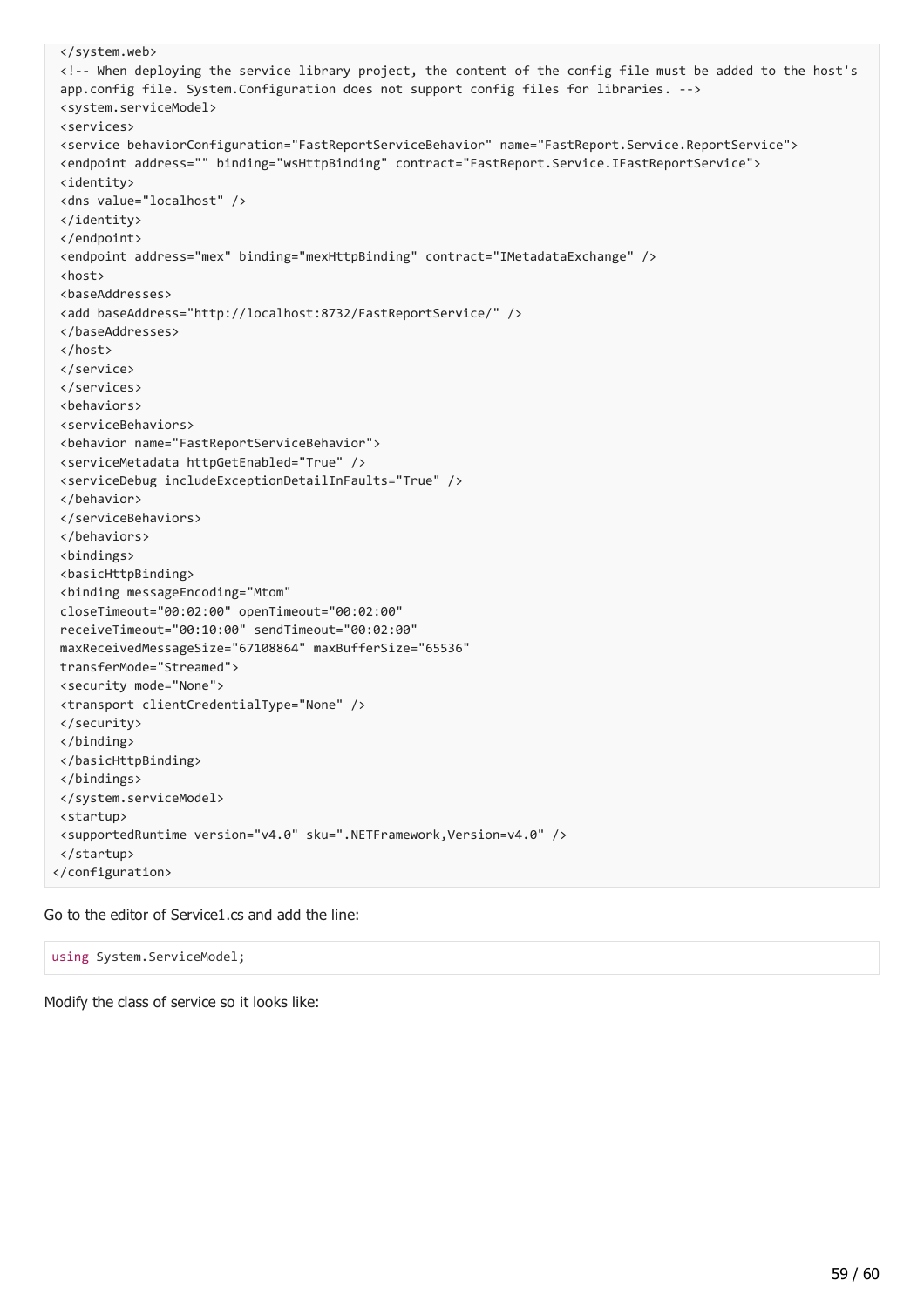```
 </system.web>
 <!-- When deploying the service library project, the content of the config file must be added to the host's
 app.config file. System.Configuration does not support config files for libraries. -->
 <system.serviceModel>
 <services>
 <service behaviorConfiguration="FastReportServiceBehavior" name="FastReport.Service.ReportService">
 <endpoint address="" binding="wsHttpBinding" contract="FastReport.Service.IFastReportService">
 <identity>
 <dns value="localhost" />
 </identity>
 </endpoint>
 <endpoint address="mex" binding="mexHttpBinding" contract="IMetadataExchange" />
 <host>
 <baseAddresses>
 <add baseAddress="http://localhost:8732/FastReportService/" />
 </baseAddresses>
 </host>
 </service>
 </services>
 <behaviors>
 <serviceBehaviors>
 <behavior name="FastReportServiceBehavior">
 <serviceMetadata httpGetEnabled="True" />
 <serviceDebug includeExceptionDetailInFaults="True" />
 </behavior>
 </serviceBehaviors>
 </behaviors>
 <bindings>
 <basicHttpBinding>
 <binding messageEncoding="Mtom"
 closeTimeout="00:02:00" openTimeout="00:02:00"
 receiveTimeout="00:10:00" sendTimeout="00:02:00"
 maxReceivedMessageSize="67108864" maxBufferSize="65536"
 transferMode="Streamed">
 <security mode="None">
 <transport clientCredentialType="None" />
 </security>
 </binding>
 </basicHttpBinding>
 </bindings>
 </system.serviceModel>
 <startup>
 <supportedRuntime version="v4.0" sku=".NETFramework,Version=v4.0" />
 </startup>
</configuration>
```

Go to the editor of Service1.cs and add the line:

```
using System.ServiceModel;
```

Modify the class of service so it looks like: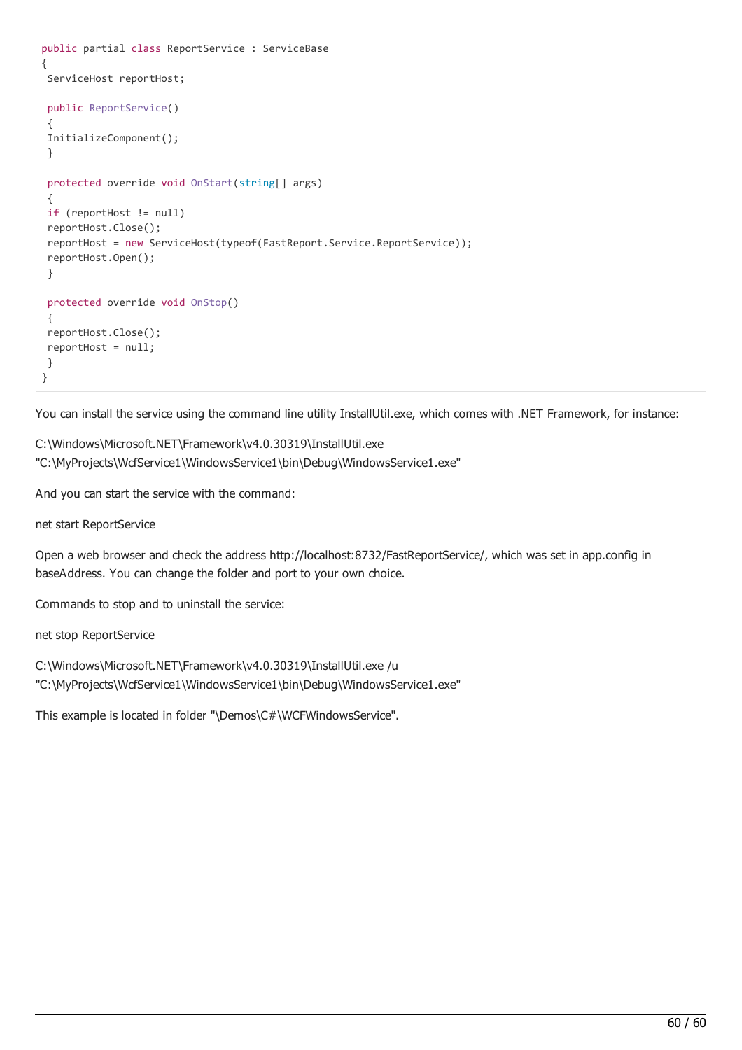```
public partial class ReportService : ServiceBase
{
 ServiceHost reportHost;

 public ReportService()
 {
 InitializeComponent();
 }

 protected override void OnStart(string[] args)
 {
 if (reportHost != null)
 reportHost.Close();
 reportHost = new ServiceHost(typeof(FastReport.Service.ReportService));
 reportHost.Open();
 }

 protected override void OnStop()
 {
 reportHost.Close();
 reportHost = null;
 }
}
```

You can install the service using the command line utility InstallUtil.exe, which comes with .NET Framework, for instance:

C:\Windows\Microsoft.NET\Framework\v4.0.30319\InstallUtil.exe "C:\MyProjects\WcfService1\WindowsService1\bin\Debug\WindowsService1.exe"

And you can start the service with the command:

net start ReportService

Open a web browser and check the address http://localhost:8732/FastReportService/, which was set in app.config in baseAddress. You can change the folder and port to your own choice.

Commands to stop and to uninstall the service:

net stop ReportService

C:\Windows\Microsoft.NET\Framework\v4.0.30319\InstallUtil.exe /u "C:\MyProjects\WcfService1\WindowsService1\bin\Debug\WindowsService1.exe"

This example is located in folder "\Demos\C#\WCFWindowsService".